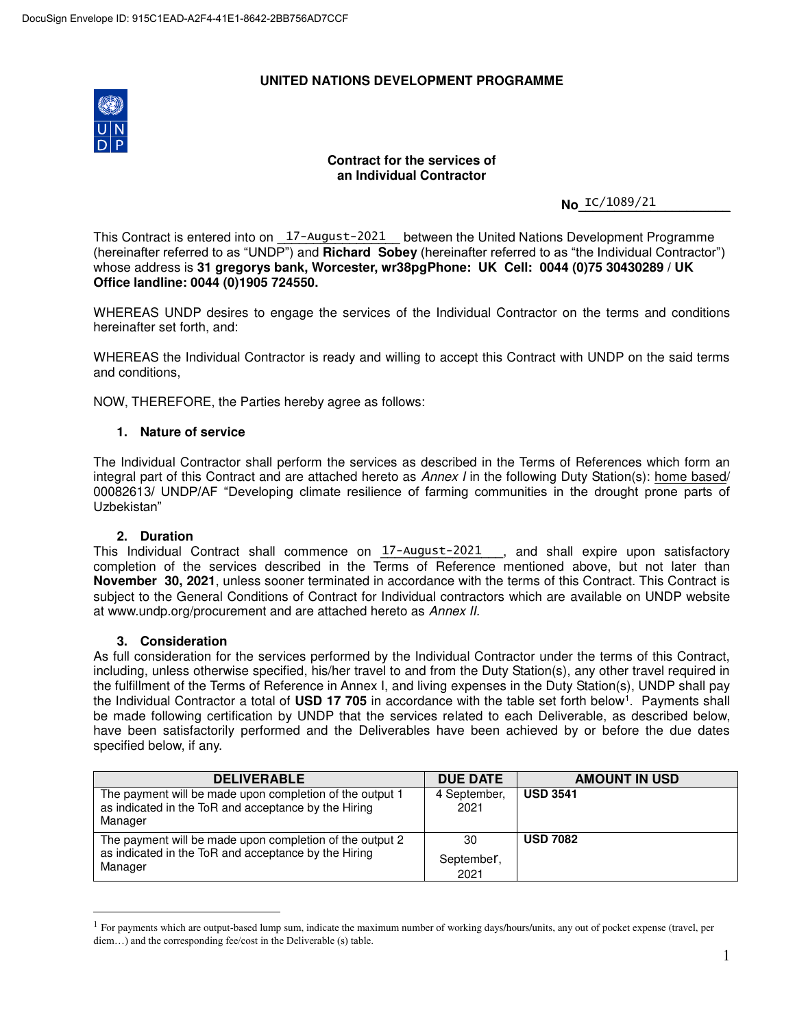DocuSign Envelope ID: 915C1EAD-A2F4-41E1-8642-2BB756AD7CCF

**UNITED NATIONS DEVELOPMENT PROGRAMME**

**Contract for the services of an Individual Contractor**

**No** IC/1089/21

This Contract is entered into on 17-August-2021 between the United Nations Development Programme (hereinafter referred to as "UNDP") and **Richard Sobey** (hereinafter referred to as "the Individual Contractor") whose address is **31 gregorys bank, Worcester, wr38pgPhone: UK Cell: 0044 (0)75 30430289 / UK Office landline: 0044 (0)1905 724550.**

WHEREAS UNDP desires to engage the services of the Individual Contractor on the terms and conditions hereinafter set forth, and:

WHEREAS the Individual Contractor is ready and willing to accept this Contract with UNDP on the said terms and conditions,

NOW, THEREFORE, the Parties hereby agree as follows:

### 1. Nature of service

The Individual Contractor shall perform the services as described in the Terms of References which form an integral part of this Contract and are attached hereto as *Annex I* in the following Duty Station(s): home based/ 00082613/ UNDP/AF "Developing climate resilience of farming communities in the drought prone parts of Uzbekistan"

### 2. Duration

This Individual Contract shall commence on 17-August-2021, and shall expire upon satisfactory completion of the services described in the Terms of Reference mentioned above, but not later than **November 30, 2021**, unless sooner terminated in accordance with the terms of this Contract. This Contract is subject to the General Conditions of Contract for Individual contractors which are available on UNDP website at www.undp.org/procurement and are attached hereto as *Annex II.*

### 3. Consideration

As full consideration for the services performed by the Individual Contractor under the terms of this Contract, including, unless otherwise specified, his/her travel to and from the Duty Station(s), any other travel required in the fulfillment of the Terms of Reference in Annex I, and living expenses in the Duty Station(s), UNDP shall pay the Individual Contractor a total of **USD 17 705** in accordance with the table set forth below[1]. Payments shall be made following certification by UNDP that the services related to each Deliverable, as described below, have been satisfactorily performed and the Deliverables have been achieved by or before the due dates specified below, if any.

| DELIVERABLE | DUE DATE | AMOUNT IN USD |
|---|---|---|
| The payment will be made upon completion of the output 1 as indicated in the ToR and acceptance by the Hiring Manager | 4 September, 2021 | **USD 3541** |
| The payment will be made upon completion of the output 2 as indicated in the ToR and acceptance by the Hiring Manager | 30 September, 2021 | **USD 7082** |

[1] For payments which are output-based lump sum, indicate the maximum number of working days/hours/units, any out of pocket expense (travel, per diem…) and the corresponding fee/cost in the Deliverable (s) table.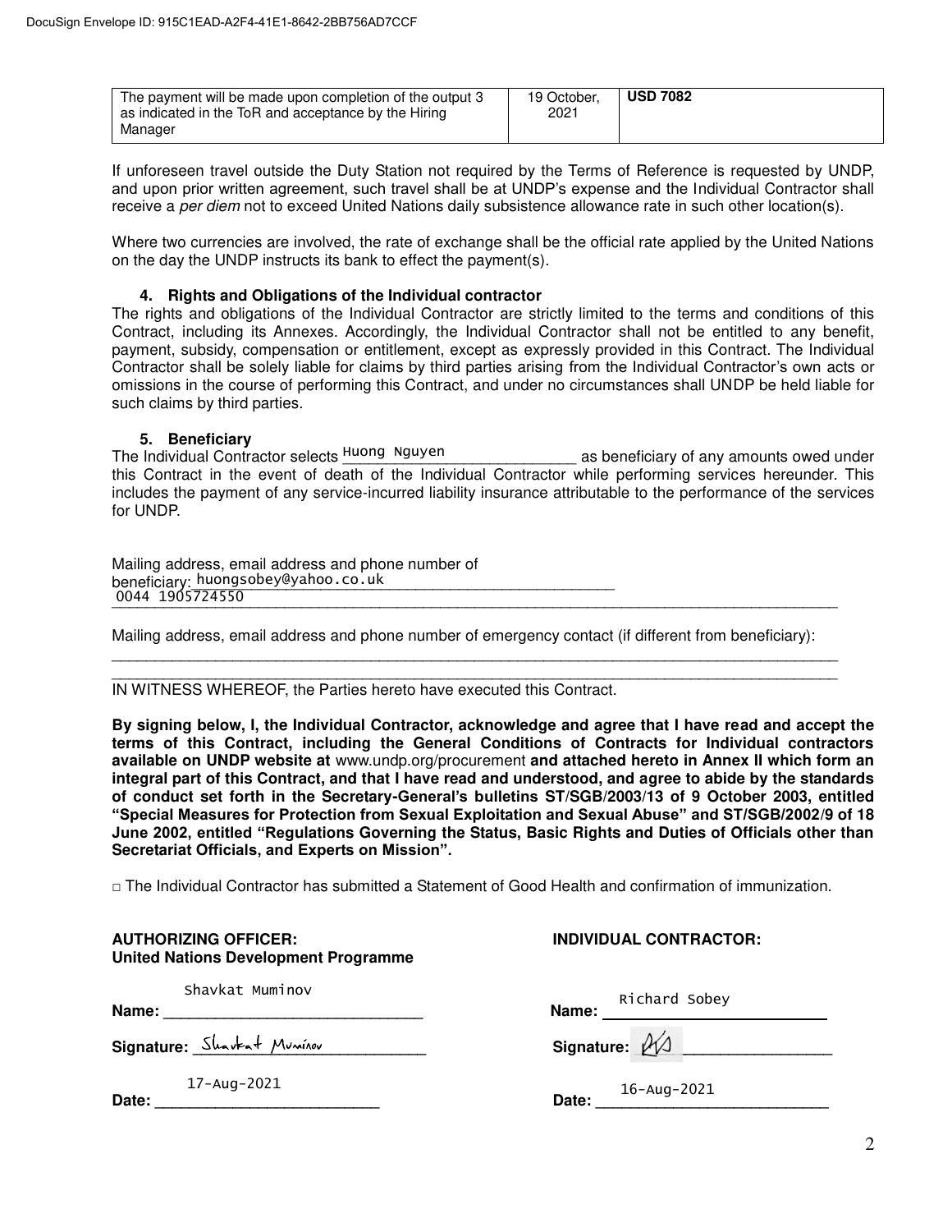DocuSign Envelope ID: 915C1EAD-A2F4-41E1-8642-2BB756AD7CCF

| The payment will be made upon completion of the output 3 as indicated in the ToR and acceptance by the Hiring Manager | 19 October, 2021 | **USD 7082** |
|---|---|---|

If unforeseen travel outside the Duty Station not required by the Terms of Reference is requested by UNDP, and upon prior written agreement, such travel shall be at UNDP's expense and the Individual Contractor shall receive a *per diem* not to exceed United Nations daily subsistence allowance rate in such other location(s).

Where two currencies are involved, the rate of exchange shall be the official rate applied by the United Nations on the day the UNDP instructs its bank to effect the payment(s).

#### 4. Rights and Obligations of the Individual contractor

The rights and obligations of the Individual Contractor are strictly limited to the terms and conditions of this Contract, including its Annexes. Accordingly, the Individual Contractor shall not be entitled to any benefit, payment, subsidy, compensation or entitlement, except as expressly provided in this Contract. The Individual Contractor shall be solely liable for claims by third parties arising from the Individual Contractor's own acts or omissions in the course of performing this Contract, and under no circumstances shall UNDP be held liable for such claims by third parties.

#### 5. Beneficiary

The Individual Contractor selects Huong Nguyen as beneficiary of any amounts owed under this Contract in the event of death of the Individual Contractor while performing services hereunder. This includes the payment of any service-incurred liability insurance attributable to the performance of the services for UNDP.

Mailing address, email address and phone number of beneficiary: huongsobey@yahoo.co.uk
0044 1905724550

Mailing address, email address and phone number of emergency contact (if different from beneficiary):

IN WITNESS WHEREOF, the Parties hereto have executed this Contract.

**By signing below, I, the Individual Contractor, acknowledge and agree that I have read and accept the terms of this Contract, including the General Conditions of Contracts for Individual contractors available on UNDP website at** www.undp.org/procurement **and attached hereto in Annex II which form an integral part of this Contract, and that I have read and understood, and agree to abide by the standards of conduct set forth in the Secretary-General's bulletins ST/SGB/2003/13 of 9 October 2003, entitled "Special Measures for Protection from Sexual Exploitation and Sexual Abuse" and ST/SGB/2002/9 of 18 June 2002, entitled "Regulations Governing the Status, Basic Rights and Duties of Officials other than Secretariat Officials, and Experts on Mission".**

□ The Individual Contractor has submitted a Statement of Good Health and confirmation of immunization.

**AUTHORIZING OFFICER:**
**United Nations Development Programme**

**Name:** Shavkat Muminov

**Signature:** Shavkat Muminov

**Date:** 17-Aug-2021

**INDIVIDUAL CONTRACTOR:**

**Name:** Richard Sobey

**Signature:** RS

**Date:** 16-Aug-2021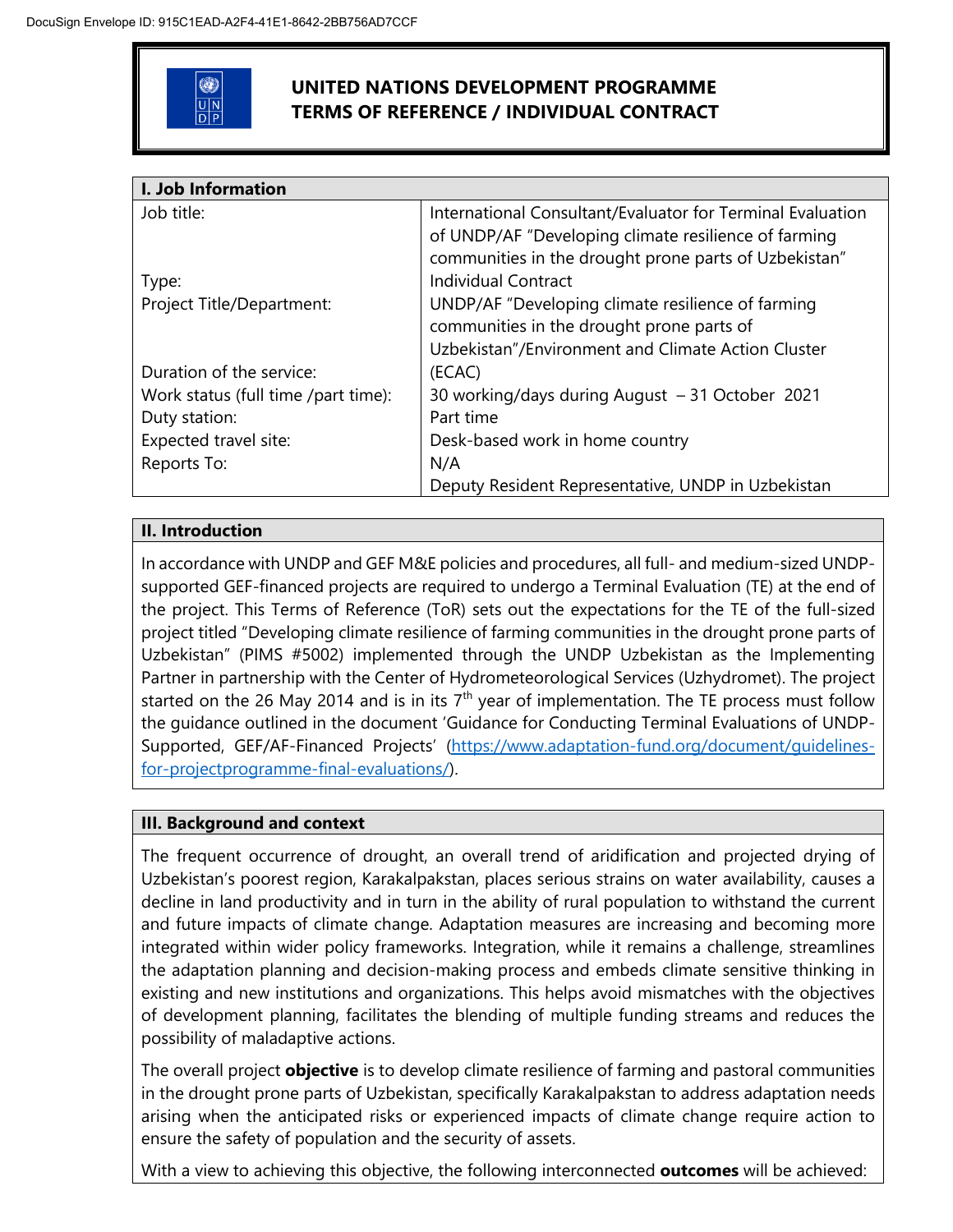# UNITED NATIONS DEVELOPMENT PROGRAMME
# TERMS OF REFERENCE / INDIVIDUAL CONTRACT

| I. Job Information | |
|---|---|
| Job title: | International Consultant/Evaluator for Terminal Evaluation of UNDP/AF "Developing climate resilience of farming communities in the drought prone parts of Uzbekistan" |
| Type: | Individual Contract |
| Project Title/Department: | UNDP/AF "Developing climate resilience of farming communities in the drought prone parts of Uzbekistan"/Environment and Climate Action Cluster |
| Duration of the service: | (ECAC) |
| Work status (full time /part time): | 30 working/days during August – 31 October 2021 |
| Duty station: | Part time |
| Expected travel site: | Desk-based work in home country |
| Reports To: | N/A |
| | Deputy Resident Representative, UNDP in Uzbekistan |

## II. Introduction

In accordance with UNDP and GEF M&E policies and procedures, all full- and medium-sized UNDP-supported GEF-financed projects are required to undergo a Terminal Evaluation (TE) at the end of the project. This Terms of Reference (ToR) sets out the expectations for the TE of the full-sized project titled "Developing climate resilience of farming communities in the drought prone parts of Uzbekistan" (PIMS #5002) implemented through the UNDP Uzbekistan as the Implementing Partner in partnership with the Center of Hydrometeorological Services (Uzhydromet). The project started on the 26 May 2014 and is in its 7th year of implementation. The TE process must follow the guidance outlined in the document 'Guidance for Conducting Terminal Evaluations of UNDP-Supported, GEF/AF-Financed Projects' (https://www.adaptation-fund.org/document/guidelines-for-projectprogramme-final-evaluations/).

## III. Background and context

The frequent occurrence of drought, an overall trend of aridification and projected drying of Uzbekistan's poorest region, Karakalpakstan, places serious strains on water availability, causes a decline in land productivity and in turn in the ability of rural population to withstand the current and future impacts of climate change. Adaptation measures are increasing and becoming more integrated within wider policy frameworks. Integration, while it remains a challenge, streamlines the adaptation planning and decision-making process and embeds climate sensitive thinking in existing and new institutions and organizations. This helps avoid mismatches with the objectives of development planning, facilitates the blending of multiple funding streams and reduces the possibility of maladaptive actions.

The overall project **objective** is to develop climate resilience of farming and pastoral communities in the drought prone parts of Uzbekistan, specifically Karakalpakstan to address adaptation needs arising when the anticipated risks or experienced impacts of climate change require action to ensure the safety of population and the security of assets.

With a view to achieving this objective, the following interconnected **outcomes** will be achieved: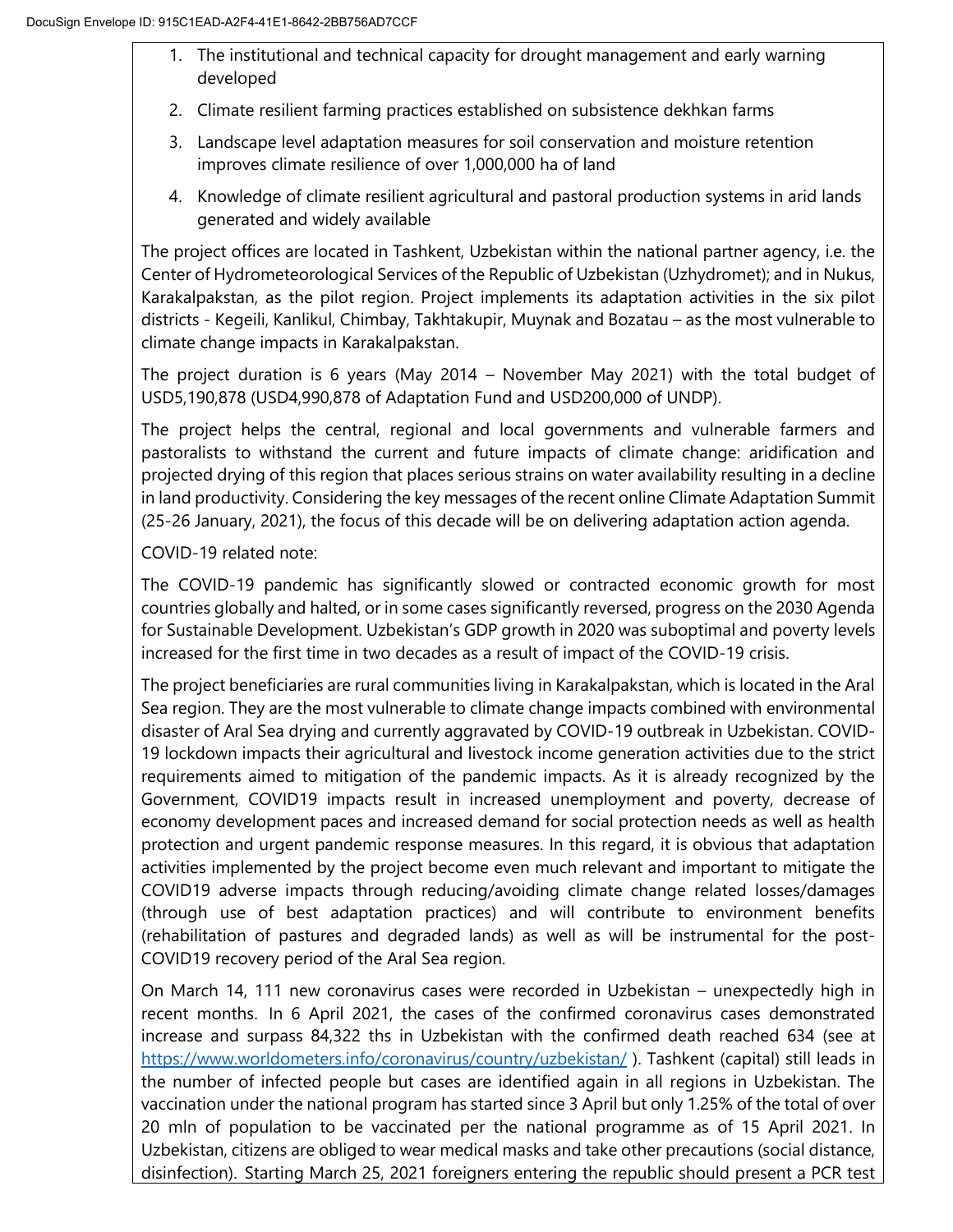1. The institutional and technical capacity for drought management and early warning developed
2. Climate resilient farming practices established on subsistence dekhkan farms
3. Landscape level adaptation measures for soil conservation and moisture retention improves climate resilience of over 1,000,000 ha of land
4. Knowledge of climate resilient agricultural and pastoral production systems in arid lands generated and widely available

The project offices are located in Tashkent, Uzbekistan within the national partner agency, i.e. the Center of Hydrometeorological Services of the Republic of Uzbekistan (Uzhydromet); and in Nukus, Karakalpakstan, as the pilot region. Project implements its adaptation activities in the six pilot districts - Kegeili, Kanlikul, Chimbay, Takhtakupir, Muynak and Bozatau – as the most vulnerable to climate change impacts in Karakalpakstan.

The project duration is 6 years (May 2014 – November May 2021) with the total budget of USD5,190,878 (USD4,990,878 of Adaptation Fund and USD200,000 of UNDP).

The project helps the central, regional and local governments and vulnerable farmers and pastoralists to withstand the current and future impacts of climate change: aridification and projected drying of this region that places serious strains on water availability resulting in a decline in land productivity. Considering the key messages of the recent online Climate Adaptation Summit (25-26 January, 2021), the focus of this decade will be on delivering adaptation action agenda.

COVID-19 related note:

The COVID-19 pandemic has significantly slowed or contracted economic growth for most countries globally and halted, or in some cases significantly reversed, progress on the 2030 Agenda for Sustainable Development. Uzbekistan's GDP growth in 2020 was suboptimal and poverty levels increased for the first time in two decades as a result of impact of the COVID-19 crisis.

The project beneficiaries are rural communities living in Karakalpakstan, which is located in the Aral Sea region. They are the most vulnerable to climate change impacts combined with environmental disaster of Aral Sea drying and currently aggravated by COVID-19 outbreak in Uzbekistan. COVID-19 lockdown impacts their agricultural and livestock income generation activities due to the strict requirements aimed to mitigation of the pandemic impacts. As it is already recognized by the Government, COVID19 impacts result in increased unemployment and poverty, decrease of economy development paces and increased demand for social protection needs as well as health protection and urgent pandemic response measures. In this regard, it is obvious that adaptation activities implemented by the project become even much relevant and important to mitigate the COVID19 adverse impacts through reducing/avoiding climate change related losses/damages (through use of best adaptation practices) and will contribute to environment benefits (rehabilitation of pastures and degraded lands) as well as will be instrumental for the post-COVID19 recovery period of the Aral Sea region.

On March 14, 111 new coronavirus cases were recorded in Uzbekistan – unexpectedly high in recent months. In 6 April 2021, the cases of the confirmed coronavirus cases demonstrated increase and surpass 84,322 ths in Uzbekistan with the confirmed death reached 634 (see at https://www.worldometers.info/coronavirus/country/uzbekistan/ ). Tashkent (capital) still leads in the number of infected people but cases are identified again in all regions in Uzbekistan. The vaccination under the national program has started since 3 April but only 1.25% of the total of over 20 mln of population to be vaccinated per the national programme as of 15 April 2021. In Uzbekistan, citizens are obliged to wear medical masks and take other precautions (social distance, disinfection). Starting March 25, 2021 foreigners entering the republic should present a PCR test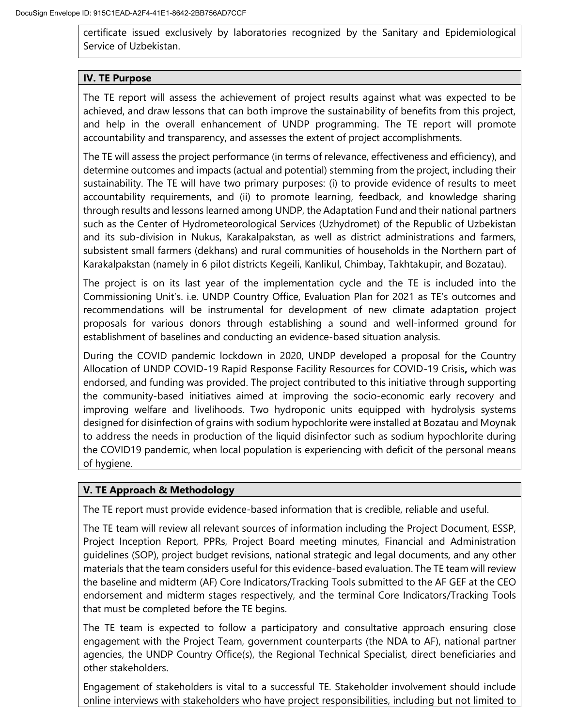certificate issued exclusively by laboratories recognized by the Sanitary and Epidemiological Service of Uzbekistan.

## IV. TE Purpose

The TE report will assess the achievement of project results against what was expected to be achieved, and draw lessons that can both improve the sustainability of benefits from this project, and help in the overall enhancement of UNDP programming. The TE report will promote accountability and transparency, and assesses the extent of project accomplishments.

The TE will assess the project performance (in terms of relevance, effectiveness and efficiency), and determine outcomes and impacts (actual and potential) stemming from the project, including their sustainability. The TE will have two primary purposes: (i) to provide evidence of results to meet accountability requirements, and (ii) to promote learning, feedback, and knowledge sharing through results and lessons learned among UNDP, the Adaptation Fund and their national partners such as the Center of Hydrometeorological Services (Uzhydromet) of the Republic of Uzbekistan and its sub-division in Nukus, Karakalpakstan, as well as district administrations and farmers, subsistent small farmers (dekhans) and rural communities of households in the Northern part of Karakalpakstan (namely in 6 pilot districts Kegeili, Kanlikul, Chimbay, Takhtakupir, and Bozatau).

The project is on its last year of the implementation cycle and the TE is included into the Commissioning Unit's. i.e. UNDP Country Office, Evaluation Plan for 2021 as TE's outcomes and recommendations will be instrumental for development of new climate adaptation project proposals for various donors through establishing a sound and well-informed ground for establishment of baselines and conducting an evidence-based situation analysis.

During the COVID pandemic lockdown in 2020, UNDP developed a proposal for the Country Allocation of UNDP COVID-19 Rapid Response Facility Resources for COVID-19 Crisis**,** which was endorsed, and funding was provided. The project contributed to this initiative through supporting the community-based initiatives aimed at improving the socio-economic early recovery and improving welfare and livelihoods. Two hydroponic units equipped with hydrolysis systems designed for disinfection of grains with sodium hypochlorite were installed at Bozatau and Moynak to address the needs in production of the liquid disinfector such as sodium hypochlorite during the COVID19 pandemic, when local population is experiencing with deficit of the personal means of hygiene.

## V. TE Approach & Methodology

The TE report must provide evidence-based information that is credible, reliable and useful.

The TE team will review all relevant sources of information including the Project Document, ESSP, Project Inception Report, PPRs, Project Board meeting minutes, Financial and Administration guidelines (SOP), project budget revisions, national strategic and legal documents, and any other materials that the team considers useful for this evidence-based evaluation. The TE team will review the baseline and midterm (AF) Core Indicators/Tracking Tools submitted to the AF GEF at the CEO endorsement and midterm stages respectively, and the terminal Core Indicators/Tracking Tools that must be completed before the TE begins.

The TE team is expected to follow a participatory and consultative approach ensuring close engagement with the Project Team, government counterparts (the NDA to AF), national partner agencies, the UNDP Country Office(s), the Regional Technical Specialist, direct beneficiaries and other stakeholders.

Engagement of stakeholders is vital to a successful TE. Stakeholder involvement should include online interviews with stakeholders who have project responsibilities, including but not limited to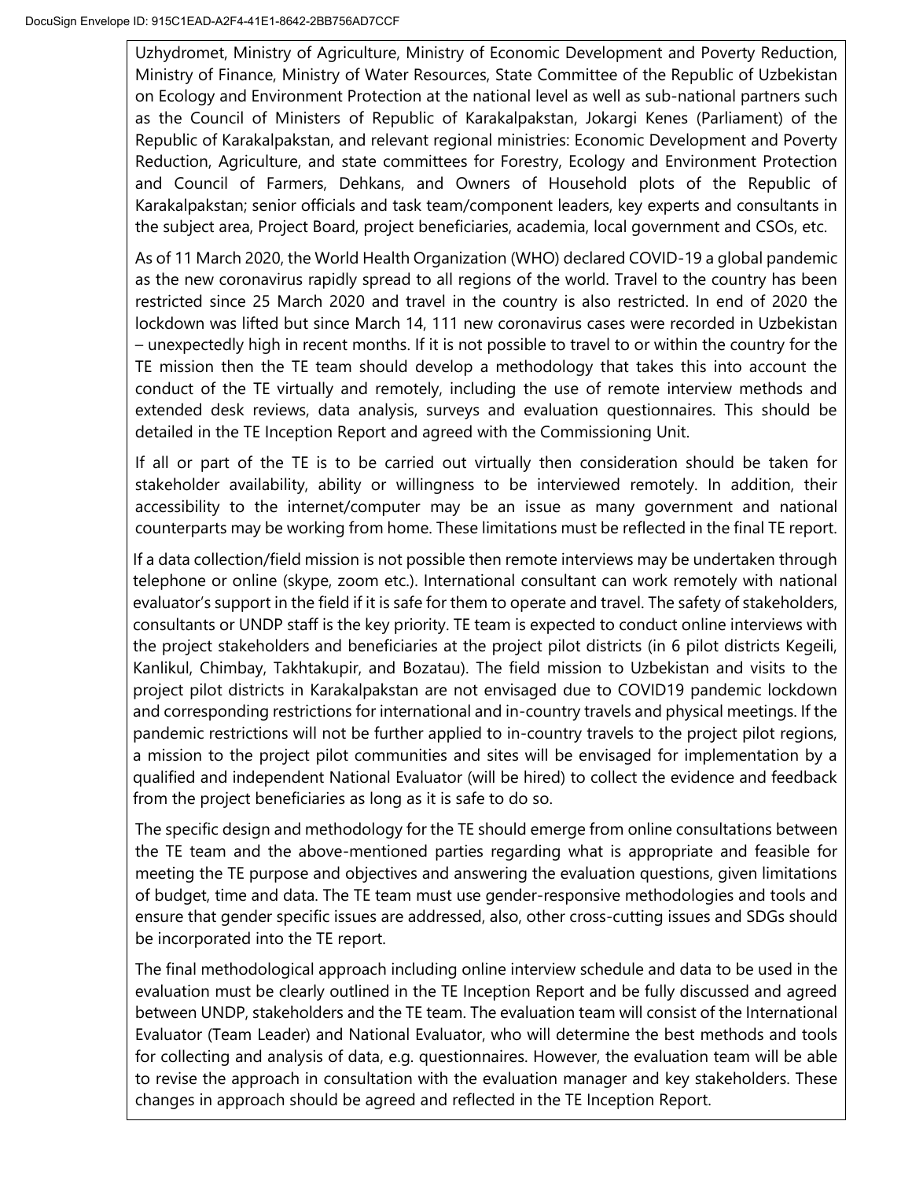Uzhydromet, Ministry of Agriculture, Ministry of Economic Development and Poverty Reduction, Ministry of Finance, Ministry of Water Resources, State Committee of the Republic of Uzbekistan on Ecology and Environment Protection at the national level as well as sub-national partners such as the Council of Ministers of Republic of Karakalpakstan, Jokargi Kenes (Parliament) of the Republic of Karakalpakstan, and relevant regional ministries: Economic Development and Poverty Reduction, Agriculture, and state committees for Forestry, Ecology and Environment Protection and Council of Farmers, Dehkans, and Owners of Household plots of the Republic of Karakalpakstan; senior officials and task team/component leaders, key experts and consultants in the subject area, Project Board, project beneficiaries, academia, local government and CSOs, etc.

As of 11 March 2020, the World Health Organization (WHO) declared COVID-19 a global pandemic as the new coronavirus rapidly spread to all regions of the world. Travel to the country has been restricted since 25 March 2020 and travel in the country is also restricted. In end of 2020 the lockdown was lifted but since March 14, 111 new coronavirus cases were recorded in Uzbekistan – unexpectedly high in recent months. If it is not possible to travel to or within the country for the TE mission then the TE team should develop a methodology that takes this into account the conduct of the TE virtually and remotely, including the use of remote interview methods and extended desk reviews, data analysis, surveys and evaluation questionnaires. This should be detailed in the TE Inception Report and agreed with the Commissioning Unit.

If all or part of the TE is to be carried out virtually then consideration should be taken for stakeholder availability, ability or willingness to be interviewed remotely. In addition, their accessibility to the internet/computer may be an issue as many government and national counterparts may be working from home. These limitations must be reflected in the final TE report.

If a data collection/field mission is not possible then remote interviews may be undertaken through telephone or online (skype, zoom etc.). International consultant can work remotely with national evaluator's support in the field if it is safe for them to operate and travel. The safety of stakeholders, consultants or UNDP staff is the key priority. TE team is expected to conduct online interviews with the project stakeholders and beneficiaries at the project pilot districts (in 6 pilot districts Kegeili, Kanlikul, Chimbay, Takhtakupir, and Bozatau). The field mission to Uzbekistan and visits to the project pilot districts in Karakalpakstan are not envisaged due to COVID19 pandemic lockdown and corresponding restrictions for international and in-country travels and physical meetings. If the pandemic restrictions will not be further applied to in-country travels to the project pilot regions, a mission to the project pilot communities and sites will be envisaged for implementation by a qualified and independent National Evaluator (will be hired) to collect the evidence and feedback from the project beneficiaries as long as it is safe to do so.

The specific design and methodology for the TE should emerge from online consultations between the TE team and the above-mentioned parties regarding what is appropriate and feasible for meeting the TE purpose and objectives and answering the evaluation questions, given limitations of budget, time and data. The TE team must use gender-responsive methodologies and tools and ensure that gender specific issues are addressed, also, other cross-cutting issues and SDGs should be incorporated into the TE report.

The final methodological approach including online interview schedule and data to be used in the evaluation must be clearly outlined in the TE Inception Report and be fully discussed and agreed between UNDP, stakeholders and the TE team. The evaluation team will consist of the International Evaluator (Team Leader) and National Evaluator, who will determine the best methods and tools for collecting and analysis of data, e.g. questionnaires. However, the evaluation team will be able to revise the approach in consultation with the evaluation manager and key stakeholders. These changes in approach should be agreed and reflected in the TE Inception Report.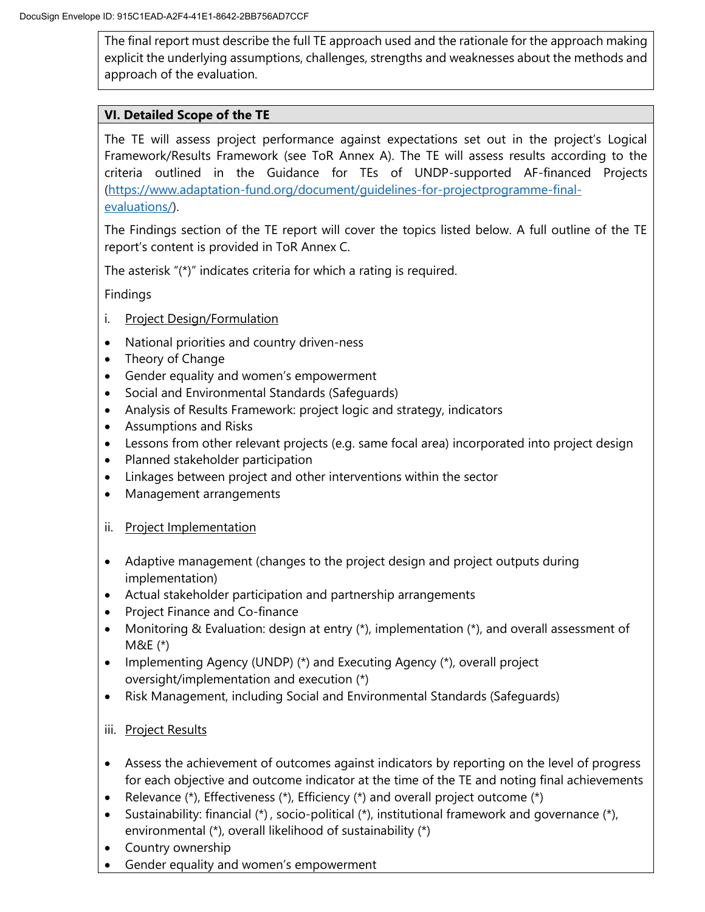The final report must describe the full TE approach used and the rationale for the approach making explicit the underlying assumptions, challenges, strengths and weaknesses about the methods and approach of the evaluation.

## VI. Detailed Scope of the TE

The TE will assess project performance against expectations set out in the project's Logical Framework/Results Framework (see ToR Annex A). The TE will assess results according to the criteria outlined in the Guidance for TEs of UNDP-supported AF-financed Projects (https://www.adaptation-fund.org/document/guidelines-for-projectprogramme-final-evaluations/).

The Findings section of the TE report will cover the topics listed below. A full outline of the TE report's content is provided in ToR Annex C.

The asterisk "(*)" indicates criteria for which a rating is required.

Findings

i. Project Design/Formulation

- National priorities and country driven-ness
- Theory of Change
- Gender equality and women's empowerment
- Social and Environmental Standards (Safeguards)
- Analysis of Results Framework: project logic and strategy, indicators
- Assumptions and Risks
- Lessons from other relevant projects (e.g. same focal area) incorporated into project design
- Planned stakeholder participation
- Linkages between project and other interventions within the sector
- Management arrangements

ii. Project Implementation

- Adaptive management (changes to the project design and project outputs during implementation)
- Actual stakeholder participation and partnership arrangements
- Project Finance and Co-finance
- Monitoring & Evaluation: design at entry (*), implementation (*), and overall assessment of M&E (*)
- Implementing Agency (UNDP) (*) and Executing Agency (*), overall project oversight/implementation and execution (*)
- Risk Management, including Social and Environmental Standards (Safeguards)

iii. Project Results

- Assess the achievement of outcomes against indicators by reporting on the level of progress for each objective and outcome indicator at the time of the TE and noting final achievements
- Relevance (*), Effectiveness (*), Efficiency (*) and overall project outcome (*)
- Sustainability: financial (*) , socio-political (*), institutional framework and governance (*), environmental (*), overall likelihood of sustainability (*)
- Country ownership
- Gender equality and women's empowerment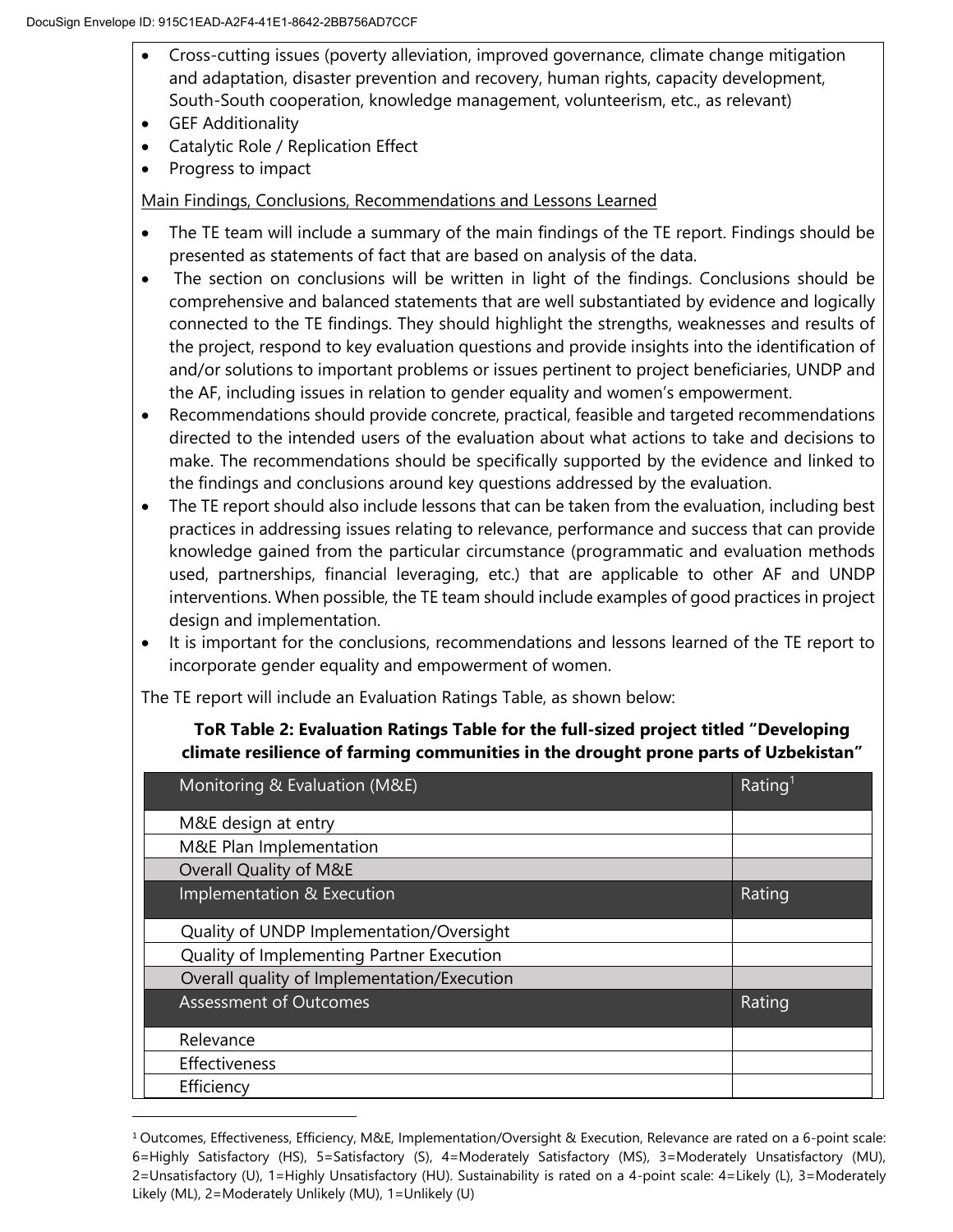- Cross-cutting issues (poverty alleviation, improved governance, climate change mitigation and adaptation, disaster prevention and recovery, human rights, capacity development, South-South cooperation, knowledge management, volunteerism, etc., as relevant)
- GEF Additionality
- Catalytic Role / Replication Effect
- Progress to impact

Main Findings, Conclusions, Recommendations and Lessons Learned

- The TE team will include a summary of the main findings of the TE report. Findings should be presented as statements of fact that are based on analysis of the data.
- The section on conclusions will be written in light of the findings. Conclusions should be comprehensive and balanced statements that are well substantiated by evidence and logically connected to the TE findings. They should highlight the strengths, weaknesses and results of the project, respond to key evaluation questions and provide insights into the identification of and/or solutions to important problems or issues pertinent to project beneficiaries, UNDP and the AF, including issues in relation to gender equality and women's empowerment.
- Recommendations should provide concrete, practical, feasible and targeted recommendations directed to the intended users of the evaluation about what actions to take and decisions to make. The recommendations should be specifically supported by the evidence and linked to the findings and conclusions around key questions addressed by the evaluation.
- The TE report should also include lessons that can be taken from the evaluation, including best practices in addressing issues relating to relevance, performance and success that can provide knowledge gained from the particular circumstance (programmatic and evaluation methods used, partnerships, financial leveraging, etc.) that are applicable to other AF and UNDP interventions. When possible, the TE team should include examples of good practices in project design and implementation.
- It is important for the conclusions, recommendations and lessons learned of the TE report to incorporate gender equality and empowerment of women.

The TE report will include an Evaluation Ratings Table, as shown below:

**ToR Table 2: Evaluation Ratings Table for the full-sized project titled "Developing climate resilience of farming communities in the drought prone parts of Uzbekistan"**

| Monitoring & Evaluation (M&E) | Rating[1] |
|---|---|
| M&E design at entry | |
| M&E Plan Implementation | |
| Overall Quality of M&E | |
| **Implementation & Execution** | **Rating** |
| Quality of UNDP Implementation/Oversight | |
| Quality of Implementing Partner Execution | |
| Overall quality of Implementation/Execution | |
| **Assessment of Outcomes** | **Rating** |
| Relevance | |
| Effectiveness | |
| Efficiency | |

[1] Outcomes, Effectiveness, Efficiency, M&E, Implementation/Oversight & Execution, Relevance are rated on a 6-point scale: 6=Highly Satisfactory (HS), 5=Satisfactory (S), 4=Moderately Satisfactory (MS), 3=Moderately Unsatisfactory (MU), 2=Unsatisfactory (U), 1=Highly Unsatisfactory (HU). Sustainability is rated on a 4-point scale: 4=Likely (L), 3=Moderately Likely (ML), 2=Moderately Unlikely (MU), 1=Unlikely (U)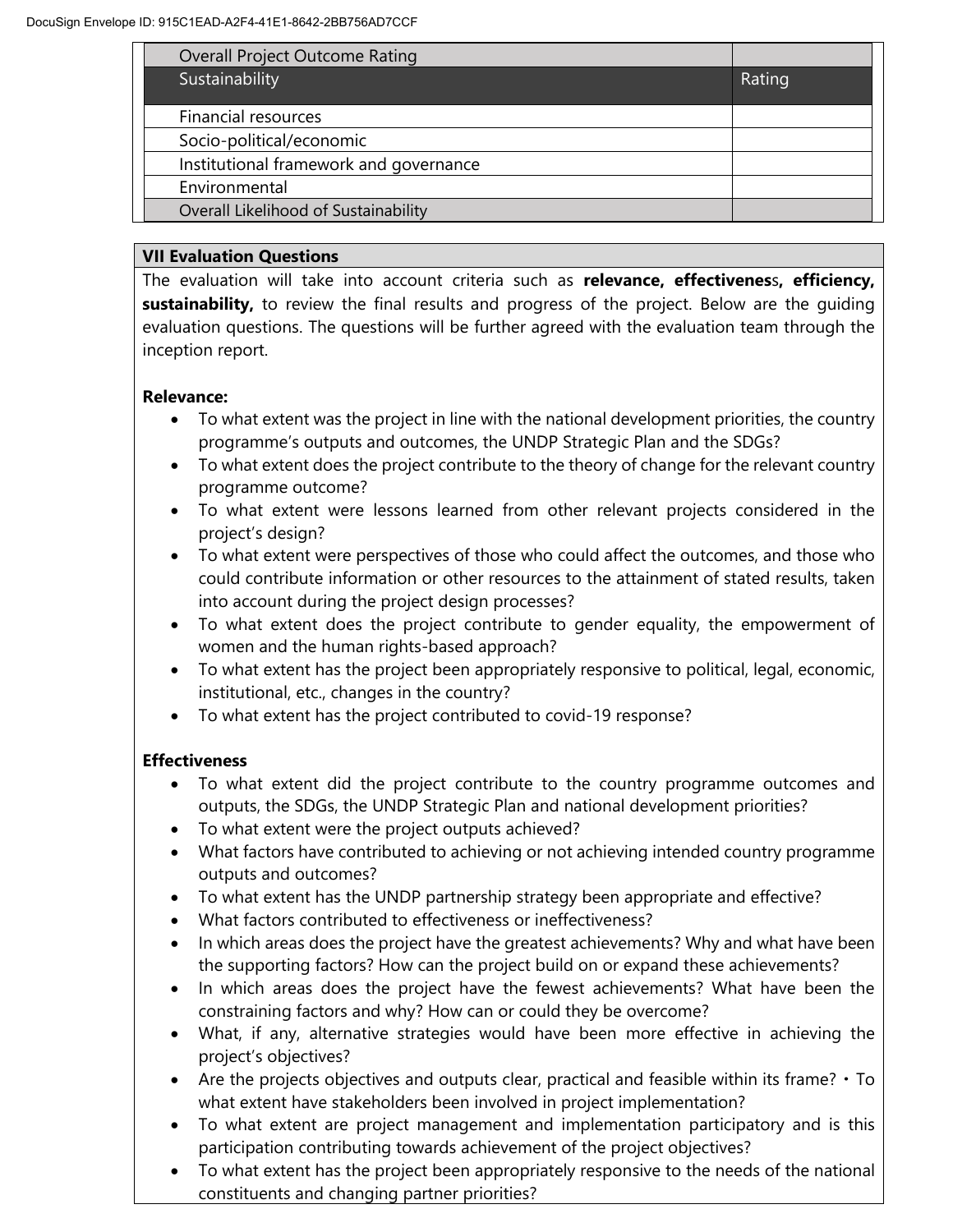| Overall Project Outcome Rating | |
|---|---|
| **Sustainability** | **Rating** |
| Financial resources | |
| Socio-political/economic | |
| Institutional framework and governance | |
| Environmental | |
| Overall Likelihood of Sustainability | |

**VII Evaluation Questions**

The evaluation will take into account criteria such as **relevance, effectiveness, efficiency, sustainability,** to review the final results and progress of the project. Below are the guiding evaluation questions. The questions will be further agreed with the evaluation team through the inception report.

**Relevance:**

- To what extent was the project in line with the national development priorities, the country programme's outputs and outcomes, the UNDP Strategic Plan and the SDGs?
- To what extent does the project contribute to the theory of change for the relevant country programme outcome?
- To what extent were lessons learned from other relevant projects considered in the project's design?
- To what extent were perspectives of those who could affect the outcomes, and those who could contribute information or other resources to the attainment of stated results, taken into account during the project design processes?
- To what extent does the project contribute to gender equality, the empowerment of women and the human rights-based approach?
- To what extent has the project been appropriately responsive to political, legal, economic, institutional, etc., changes in the country?
- To what extent has the project contributed to covid-19 response?

**Effectiveness**

- To what extent did the project contribute to the country programme outcomes and outputs, the SDGs, the UNDP Strategic Plan and national development priorities?
- To what extent were the project outputs achieved?
- What factors have contributed to achieving or not achieving intended country programme outputs and outcomes?
- To what extent has the UNDP partnership strategy been appropriate and effective?
- What factors contributed to effectiveness or ineffectiveness?
- In which areas does the project have the greatest achievements? Why and what have been the supporting factors? How can the project build on or expand these achievements?
- In which areas does the project have the fewest achievements? What have been the constraining factors and why? How can or could they be overcome?
- What, if any, alternative strategies would have been more effective in achieving the project's objectives?
- Are the projects objectives and outputs clear, practical and feasible within its frame? • To what extent have stakeholders been involved in project implementation?
- To what extent are project management and implementation participatory and is this participation contributing towards achievement of the project objectives?
- To what extent has the project been appropriately responsive to the needs of the national constituents and changing partner priorities?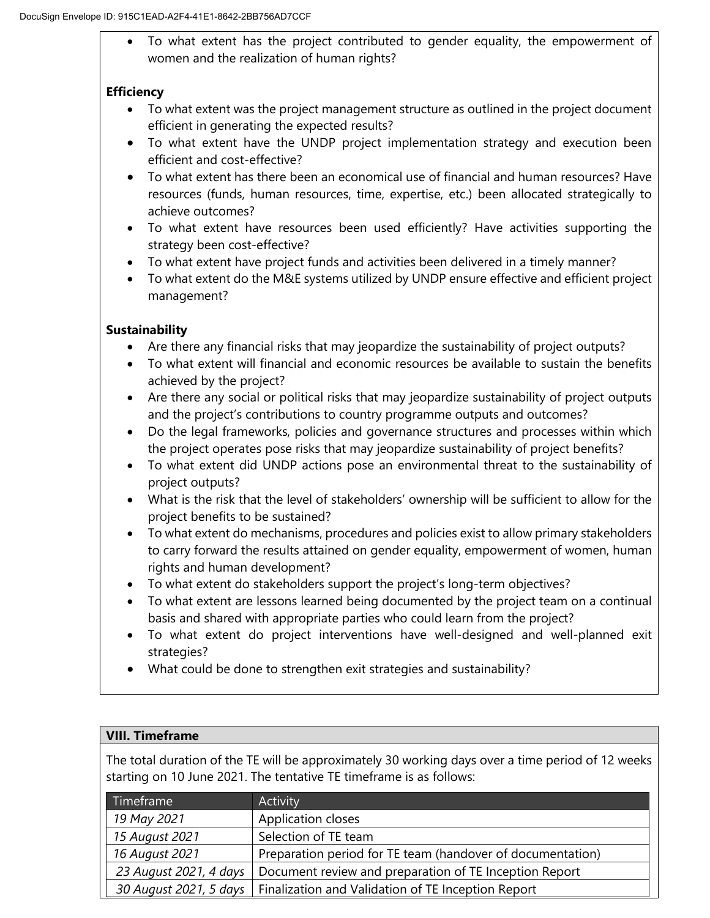- To what extent has the project contributed to gender equality, the empowerment of women and the realization of human rights?

**Efficiency**

- To what extent was the project management structure as outlined in the project document efficient in generating the expected results?
- To what extent have the UNDP project implementation strategy and execution been efficient and cost-effective?
- To what extent has there been an economical use of financial and human resources? Have resources (funds, human resources, time, expertise, etc.) been allocated strategically to achieve outcomes?
- To what extent have resources been used efficiently? Have activities supporting the strategy been cost-effective?
- To what extent have project funds and activities been delivered in a timely manner?
- To what extent do the M&E systems utilized by UNDP ensure effective and efficient project management?

**Sustainability**

- Are there any financial risks that may jeopardize the sustainability of project outputs?
- To what extent will financial and economic resources be available to sustain the benefits achieved by the project?
- Are there any social or political risks that may jeopardize sustainability of project outputs and the project's contributions to country programme outputs and outcomes?
- Do the legal frameworks, policies and governance structures and processes within which the project operates pose risks that may jeopardize sustainability of project benefits?
- To what extent did UNDP actions pose an environmental threat to the sustainability of project outputs?
- What is the risk that the level of stakeholders' ownership will be sufficient to allow for the project benefits to be sustained?
- To what extent do mechanisms, procedures and policies exist to allow primary stakeholders to carry forward the results attained on gender equality, empowerment of women, human rights and human development?
- To what extent do stakeholders support the project's long-term objectives?
- To what extent are lessons learned being documented by the project team on a continual basis and shared with appropriate parties who could learn from the project?
- To what extent do project interventions have well-designed and well-planned exit strategies?
- What could be done to strengthen exit strategies and sustainability?

## VIII. Timeframe

The total duration of the TE will be approximately 30 working days over a time period of 12 weeks starting on 10 June 2021. The tentative TE timeframe is as follows:

| Timeframe | Activity |
|---|---|
| *19 May 2021* | Application closes |
| *15 August 2021* | Selection of TE team |
| *16 August 2021* | Preparation period for TE team (handover of documentation) |
| *23 August 2021, 4 days* | Document review and preparation of TE Inception Report |
| *30 August 2021, 5 days* | Finalization and Validation of TE Inception Report |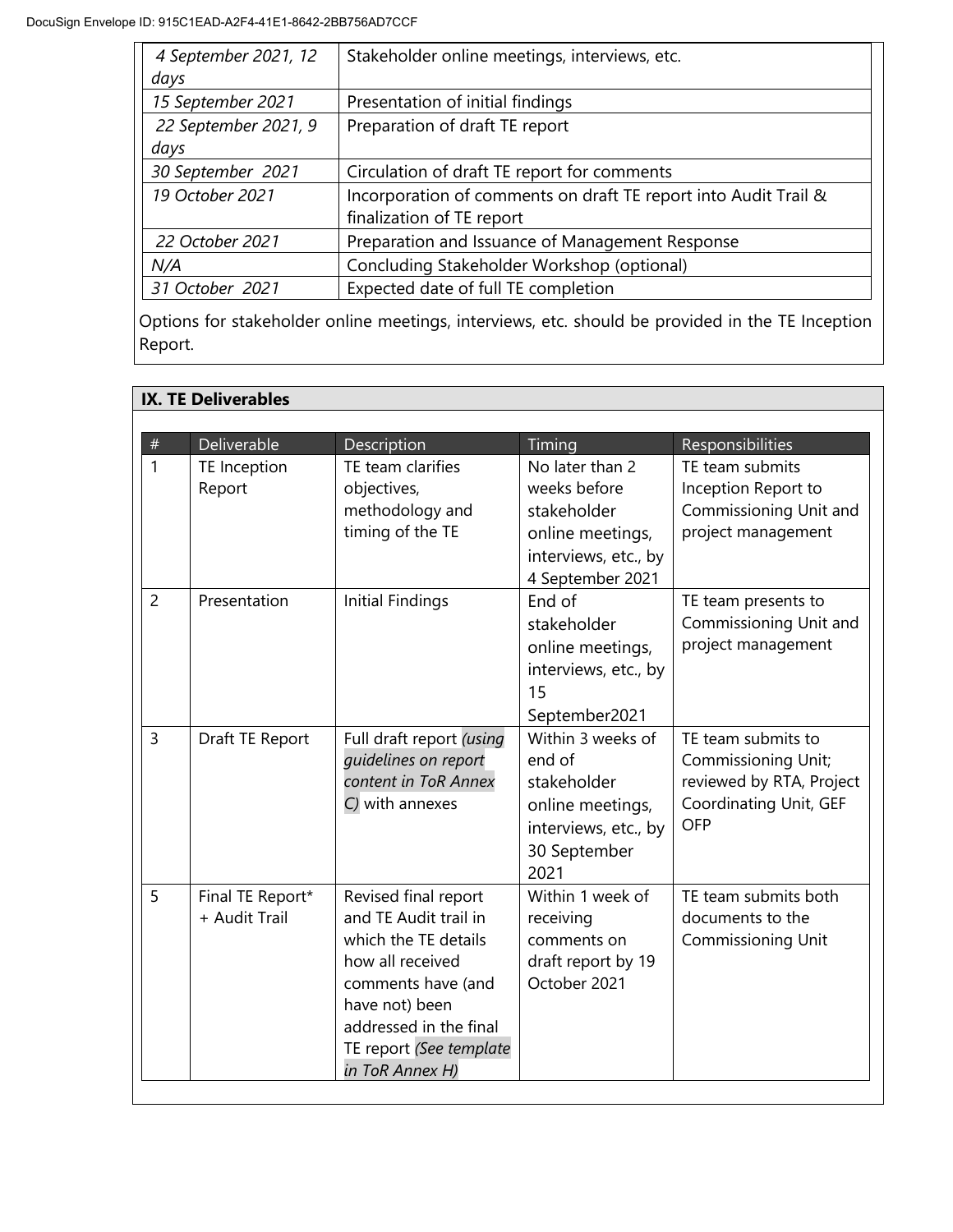| | |
|---|---|
| *4 September 2021, 12 days* | Stakeholder online meetings, interviews, etc. |
| *15 September 2021* | Presentation of initial findings |
| *22 September 2021, 9 days* | Preparation of draft TE report |
| *30 September 2021* | Circulation of draft TE report for comments |
| *19 October 2021* | Incorporation of comments on draft TE report into Audit Trail & finalization of TE report |
| *22 October 2021* | Preparation and Issuance of Management Response |
| *N/A* | Concluding Stakeholder Workshop (optional) |
| *31 October 2021* | Expected date of full TE completion |

Options for stakeholder online meetings, interviews, etc. should be provided in the TE Inception Report.

## IX. TE Deliverables

| # | Deliverable | Description | Timing | Responsibilities |
|---|---|---|---|---|
| 1 | TE Inception Report | TE team clarifies objectives, methodology and timing of the TE | No later than 2 weeks before stakeholder online meetings, interviews, etc., by 4 September 2021 | TE team submits Inception Report to Commissioning Unit and project management |
| 2 | Presentation | Initial Findings | End of stakeholder online meetings, interviews, etc., by 15 September2021 | TE team presents to Commissioning Unit and project management |
| 3 | Draft TE Report | Full draft report *(using guidelines on report content in ToR Annex C)* with annexes | Within 3 weeks of end of stakeholder online meetings, interviews, etc., by 30 September 2021 | TE team submits to Commissioning Unit; reviewed by RTA, Project Coordinating Unit, GEF OFP |
| 5 | Final TE Report* + Audit Trail | Revised final report and TE Audit trail in which the TE details how all received comments have (and have not) been addressed in the final TE report *(See template in ToR Annex H)* | Within 1 week of receiving comments on draft report by 19 October 2021 | TE team submits both documents to the Commissioning Unit |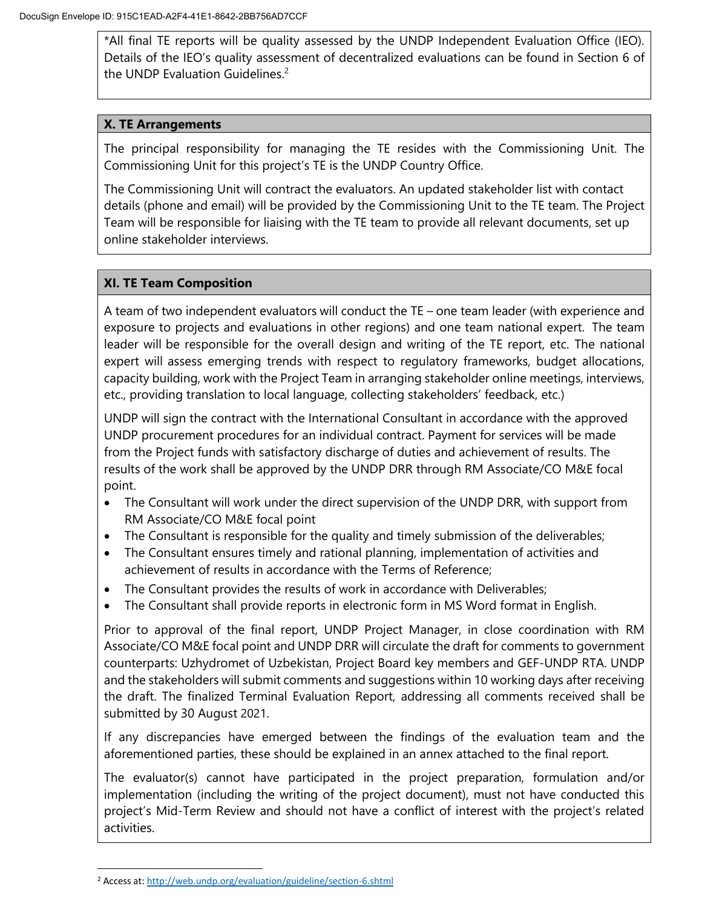*All final TE reports will be quality assessed by the UNDP Independent Evaluation Office (IEO). Details of the IEO's quality assessment of decentralized evaluations can be found in Section 6 of the UNDP Evaluation Guidelines.[2]

## X. TE Arrangements

The principal responsibility for managing the TE resides with the Commissioning Unit. The Commissioning Unit for this project's TE is the UNDP Country Office.

The Commissioning Unit will contract the evaluators. An updated stakeholder list with contact details (phone and email) will be provided by the Commissioning Unit to the TE team. The Project Team will be responsible for liaising with the TE team to provide all relevant documents, set up online stakeholder interviews.

## XI. TE Team Composition

A team of two independent evaluators will conduct the TE – one team leader (with experience and exposure to projects and evaluations in other regions) and one team national expert. The team leader will be responsible for the overall design and writing of the TE report, etc. The national expert will assess emerging trends with respect to regulatory frameworks, budget allocations, capacity building, work with the Project Team in arranging stakeholder online meetings, interviews, etc., providing translation to local language, collecting stakeholders' feedback, etc.)

UNDP will sign the contract with the International Consultant in accordance with the approved UNDP procurement procedures for an individual contract. Payment for services will be made from the Project funds with satisfactory discharge of duties and achievement of results. The results of the work shall be approved by the UNDP DRR through RM Associate/CO M&E focal point.

- The Consultant will work under the direct supervision of the UNDP DRR, with support from RM Associate/CO M&E focal point
- The Consultant is responsible for the quality and timely submission of the deliverables;
- The Consultant ensures timely and rational planning, implementation of activities and achievement of results in accordance with the Terms of Reference;
- The Consultant provides the results of work in accordance with Deliverables;
- The Consultant shall provide reports in electronic form in MS Word format in English.

Prior to approval of the final report, UNDP Project Manager, in close coordination with RM Associate/CO M&E focal point and UNDP DRR will circulate the draft for comments to government counterparts: Uzhydromet of Uzbekistan, Project Board key members and GEF-UNDP RTA. UNDP and the stakeholders will submit comments and suggestions within 10 working days after receiving the draft. The finalized Terminal Evaluation Report, addressing all comments received shall be submitted by 30 August 2021.

If any discrepancies have emerged between the findings of the evaluation team and the aforementioned parties, these should be explained in an annex attached to the final report.

The evaluator(s) cannot have participated in the project preparation, formulation and/or implementation (including the writing of the project document), must not have conducted this project's Mid-Term Review and should not have a conflict of interest with the project's related activities.

---

[2] Access at: http://web.undp.org/evaluation/guideline/section-6.shtml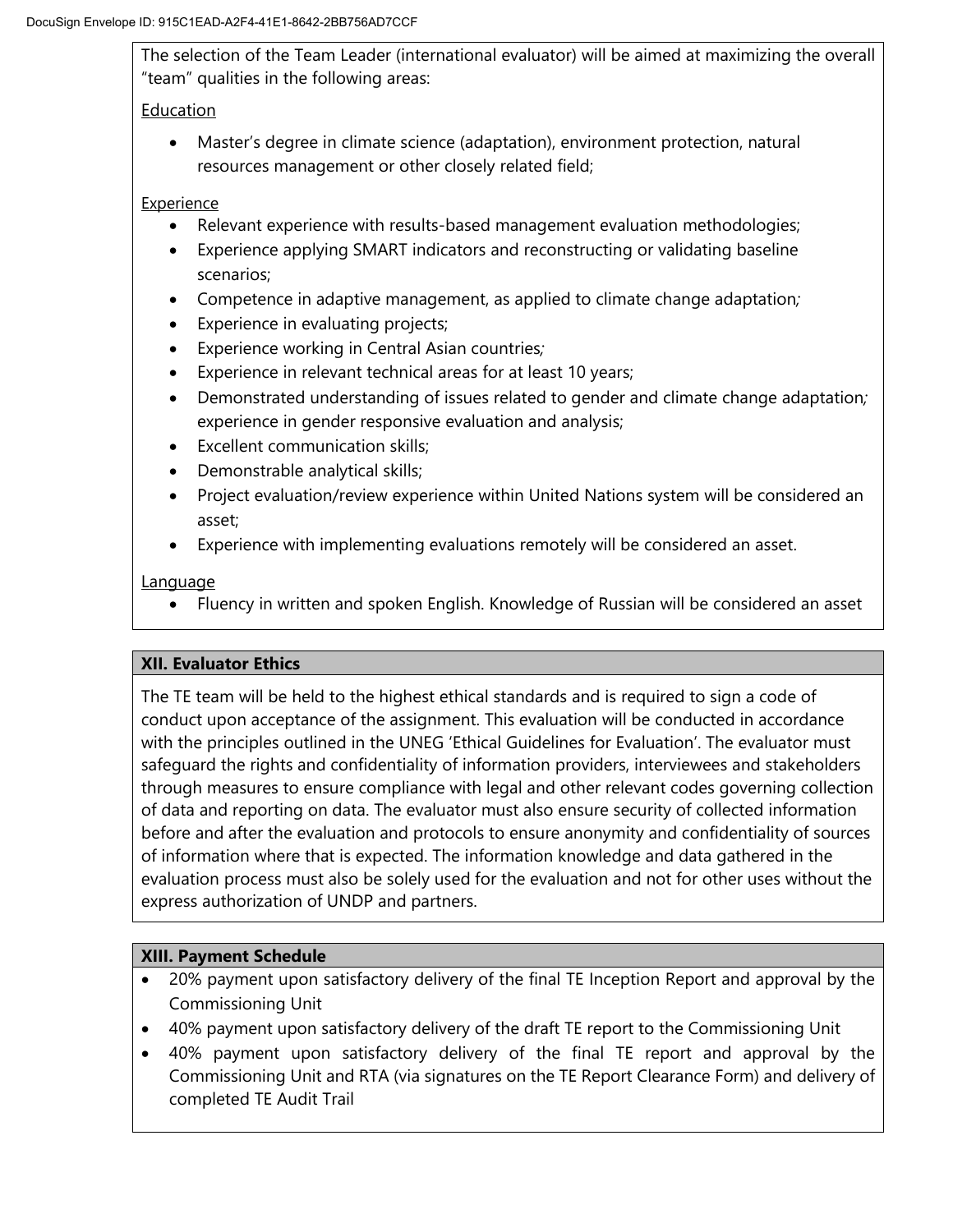The selection of the Team Leader (international evaluator) will be aimed at maximizing the overall "team" qualities in the following areas:

Education

- Master's degree in climate science (adaptation), environment protection, natural resources management or other closely related field;

Experience

- Relevant experience with results-based management evaluation methodologies;
- Experience applying SMART indicators and reconstructing or validating baseline scenarios;
- Competence in adaptive management, as applied to climate change adaptation;
- Experience in evaluating projects;
- Experience working in Central Asian countries;
- Experience in relevant technical areas for at least 10 years;
- Demonstrated understanding of issues related to gender and climate change adaptation; experience in gender responsive evaluation and analysis;
- Excellent communication skills;
- Demonstrable analytical skills;
- Project evaluation/review experience within United Nations system will be considered an asset;
- Experience with implementing evaluations remotely will be considered an asset.

Language

- Fluency in written and spoken English. Knowledge of Russian will be considered an asset

## XII. Evaluator Ethics

The TE team will be held to the highest ethical standards and is required to sign a code of conduct upon acceptance of the assignment. This evaluation will be conducted in accordance with the principles outlined in the UNEG 'Ethical Guidelines for Evaluation'. The evaluator must safeguard the rights and confidentiality of information providers, interviewees and stakeholders through measures to ensure compliance with legal and other relevant codes governing collection of data and reporting on data. The evaluator must also ensure security of collected information before and after the evaluation and protocols to ensure anonymity and confidentiality of sources of information where that is expected. The information knowledge and data gathered in the evaluation process must also be solely used for the evaluation and not for other uses without the express authorization of UNDP and partners.

## XIII. Payment Schedule

- 20% payment upon satisfactory delivery of the final TE Inception Report and approval by the Commissioning Unit
- 40% payment upon satisfactory delivery of the draft TE report to the Commissioning Unit
- 40% payment upon satisfactory delivery of the final TE report and approval by the Commissioning Unit and RTA (via signatures on the TE Report Clearance Form) and delivery of completed TE Audit Trail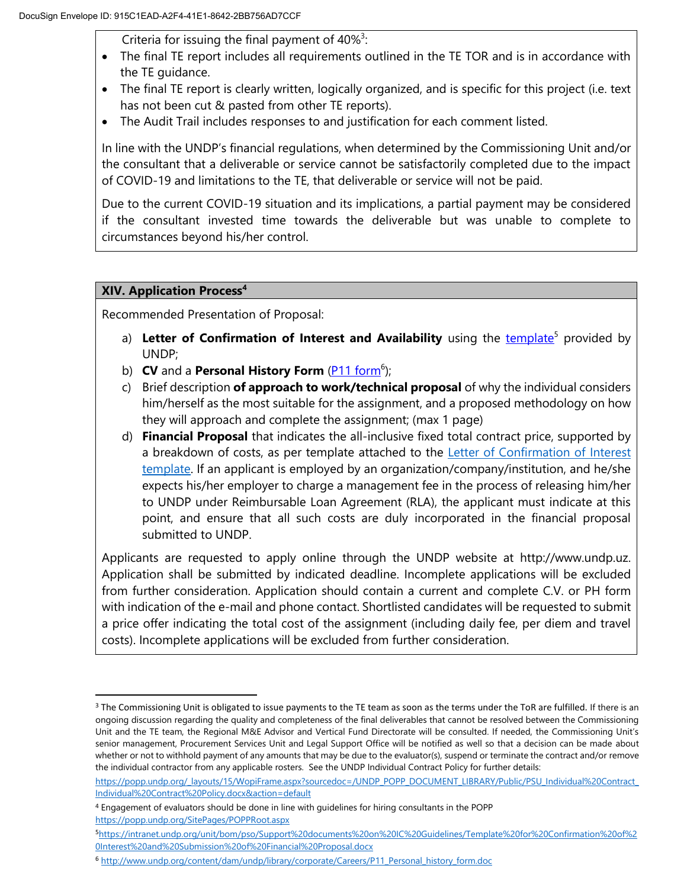Criteria for issuing the final payment of 40%[3]:

- The final TE report includes all requirements outlined in the TE TOR and is in accordance with the TE guidance.
- The final TE report is clearly written, logically organized, and is specific for this project (i.e. text has not been cut & pasted from other TE reports).
- The Audit Trail includes responses to and justification for each comment listed.

In line with the UNDP's financial regulations, when determined by the Commissioning Unit and/or the consultant that a deliverable or service cannot be satisfactorily completed due to the impact of COVID-19 and limitations to the TE, that deliverable or service will not be paid.

Due to the current COVID-19 situation and its implications, a partial payment may be considered if the consultant invested time towards the deliverable but was unable to complete to circumstances beyond his/her control.

## XIV. Application Process[4]

Recommended Presentation of Proposal:

a) **Letter of Confirmation of Interest and Availability** using the template[5] provided by UNDP;

b) **CV** and a **Personal History Form** (P11 form[6]);

c) Brief description **of approach to work/technical proposal** of why the individual considers him/herself as the most suitable for the assignment, and a proposed methodology on how they will approach and complete the assignment; (max 1 page)

d) **Financial Proposal** that indicates the all-inclusive fixed total contract price, supported by a breakdown of costs, as per template attached to the Letter of Confirmation of Interest template. If an applicant is employed by an organization/company/institution, and he/she expects his/her employer to charge a management fee in the process of releasing him/her to UNDP under Reimbursable Loan Agreement (RLA), the applicant must indicate at this point, and ensure that all such costs are duly incorporated in the financial proposal submitted to UNDP.

Applicants are requested to apply online through the UNDP website at http://www.undp.uz. Application shall be submitted by indicated deadline. Incomplete applications will be excluded from further consideration. Application should contain a current and complete C.V. or PH form with indication of the e-mail and phone contact. Shortlisted candidates will be requested to submit a price offer indicating the total cost of the assignment (including daily fee, per diem and travel costs). Incomplete applications will be excluded from further consideration.

---

[3] The Commissioning Unit is obligated to issue payments to the TE team as soon as the terms under the ToR are fulfilled. If there is an ongoing discussion regarding the quality and completeness of the final deliverables that cannot be resolved between the Commissioning Unit and the TE team, the Regional M&E Advisor and Vertical Fund Directorate will be consulted. If needed, the Commissioning Unit's senior management, Procurement Services Unit and Legal Support Office will be notified as well so that a decision can be made about whether or not to withhold payment of any amounts that may be due to the evaluator(s), suspend or terminate the contract and/or remove the individual contractor from any applicable rosters. See the UNDP Individual Contract Policy for further details: https://popp.undp.org/_layouts/15/WopiFrame.aspx?sourcedoc=/UNDP_POPP_DOCUMENT_LIBRARY/Public/PSU_Individual%20Contract_Individual%20Contract%20Policy.docx&action=default

[4] Engagement of evaluators should be done in line with guidelines for hiring consultants in the POPP https://popp.undp.org/SitePages/POPPRoot.aspx

[5] https://intranet.undp.org/unit/bom/pso/Support%20documents%20on%20IC%20Guidelines/Template%20for%20Confirmation%20of%20Interest%20and%20Submission%20of%20Financial%20Proposal.docx

[6] http://www.undp.org/content/dam/undp/library/corporate/Careers/P11_Personal_history_form.doc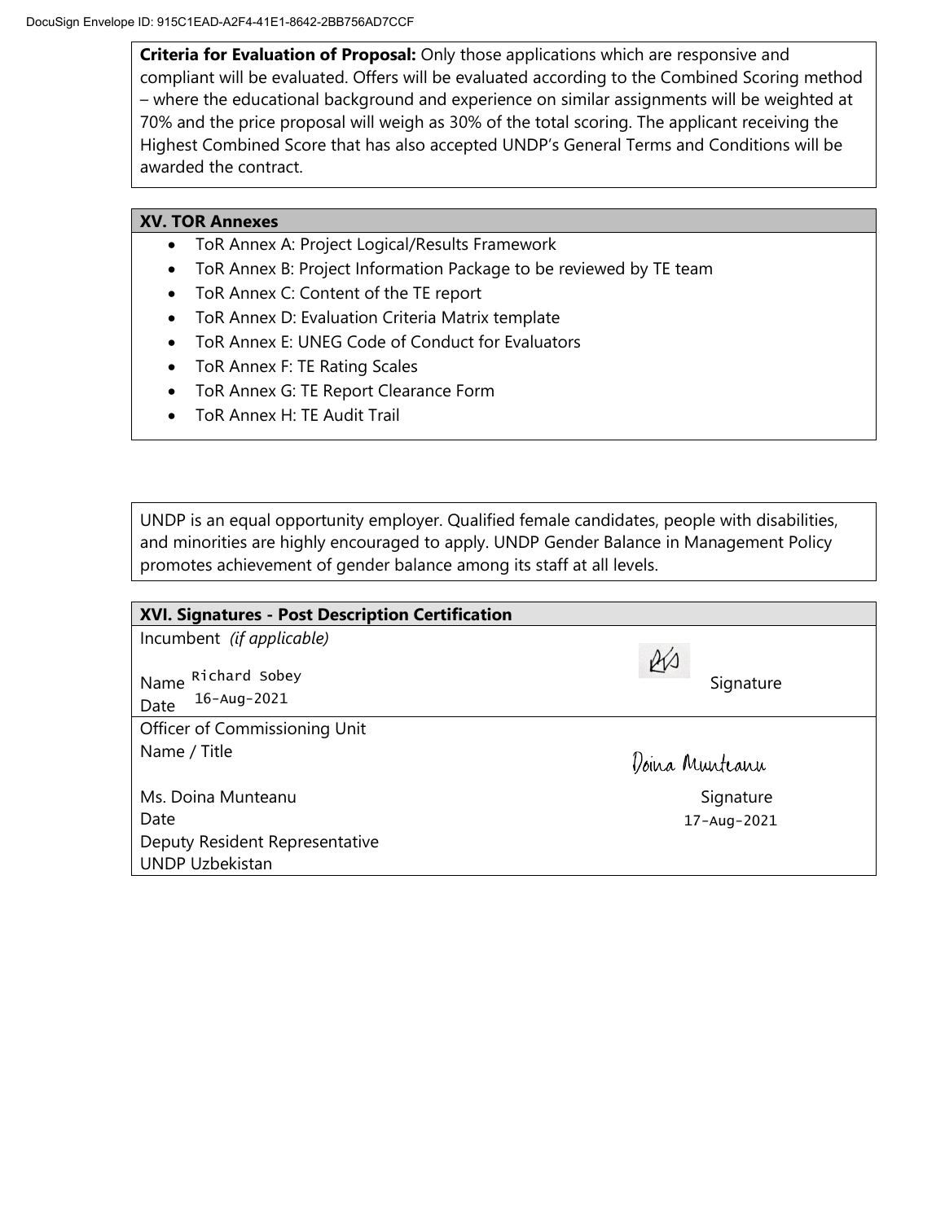**Criteria for Evaluation of Proposal:** Only those applications which are responsive and compliant will be evaluated. Offers will be evaluated according to the Combined Scoring method – where the educational background and experience on similar assignments will be weighted at 70% and the price proposal will weigh as 30% of the total scoring. The applicant receiving the Highest Combined Score that has also accepted UNDP's General Terms and Conditions will be awarded the contract.

## XV. TOR Annexes

- ToR Annex A: Project Logical/Results Framework
- ToR Annex B: Project Information Package to be reviewed by TE team
- ToR Annex C: Content of the TE report
- ToR Annex D: Evaluation Criteria Matrix template
- ToR Annex E: UNEG Code of Conduct for Evaluators
- ToR Annex F: TE Rating Scales
- ToR Annex G: TE Report Clearance Form
- ToR Annex H: TE Audit Trail

UNDP is an equal opportunity employer. Qualified female candidates, people with disabilities, and minorities are highly encouraged to apply. UNDP Gender Balance in Management Policy promotes achievement of gender balance among its staff at all levels.

## XVI. Signatures - Post Description Certification

Incumbent *(if applicable)*

Name Richard Sobey
Date 16-Aug-2021

Signature

Officer of Commissioning Unit
Name / Title

Ms. Doina Munteanu
Date
Deputy Resident Representative
UNDP Uzbekistan

Doina Munteanu
Signature
17-Aug-2021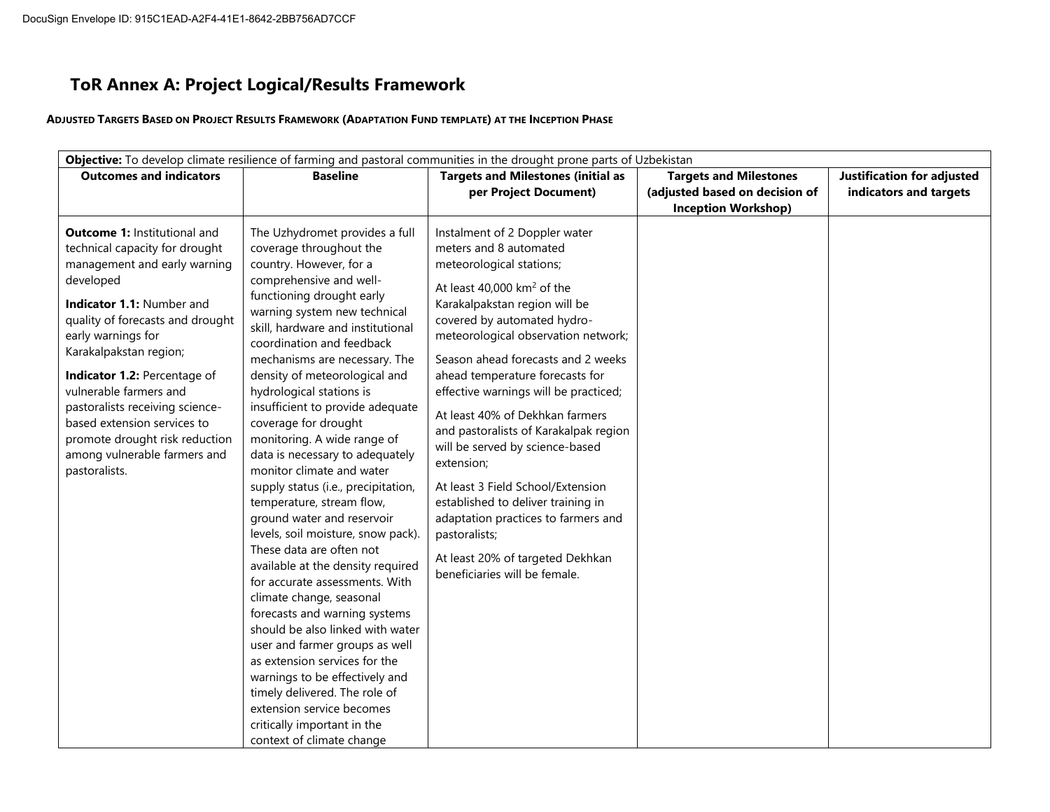# ToR Annex A: Project Logical/Results Framework

**Adjusted Targets Based on Project Results Framework (Adaptation Fund template) at the Inception Phase**

| **Objective:** To develop climate resilience of farming and pastoral communities in the drought prone parts of Uzbekistan | | | | |
|---|---|---|---|---|
| **Outcomes and indicators** | **Baseline** | **Targets and Milestones (initial as per Project Document)** | **Targets and Milestones (adjusted based on decision of Inception Workshop)** | **Justification for adjusted indicators and targets** |
| **Outcome 1:** Institutional and technical capacity for drought management and early warning developed<br><br>**Indicator 1.1:** Number and quality of forecasts and drought early warnings for Karakalpakstan region;<br><br>**Indicator 1.2:** Percentage of vulnerable farmers and pastoralists receiving science-based extension services to promote drought risk reduction among vulnerable farmers and pastoralists. | The Uzhydromet provides a full coverage throughout the country. However, for a comprehensive and well-functioning drought early warning system new technical skill, hardware and institutional coordination and feedback mechanisms are necessary. The density of meteorological and hydrological stations is insufficient to provide adequate coverage for drought monitoring. A wide range of data is necessary to adequately monitor climate and water supply status (i.e., precipitation, temperature, stream flow, ground water and reservoir levels, soil moisture, snow pack). These data are often not available at the density required for accurate assessments. With climate change, seasonal forecasts and warning systems should be also linked with water user and farmer groups as well as extension services for the warnings to be effectively and timely delivered. The role of extension service becomes critically important in the context of climate change | Instalment of 2 Doppler water meters and 8 automated meteorological stations;<br><br>At least 40,000 km$^2$ of the Karakalpakstan region will be covered by automated hydro-meteorological observation network;<br><br>Season ahead forecasts and 2 weeks ahead temperature forecasts for effective warnings will be practiced;<br><br>At least 40% of Dekhkan farmers and pastoralists of Karakalpak region will be served by science-based extension;<br><br>At least 3 Field School/Extension established to deliver training in adaptation practices to farmers and pastoralists;<br><br>At least 20% of targeted Dekhkan beneficiaries will be female. | | |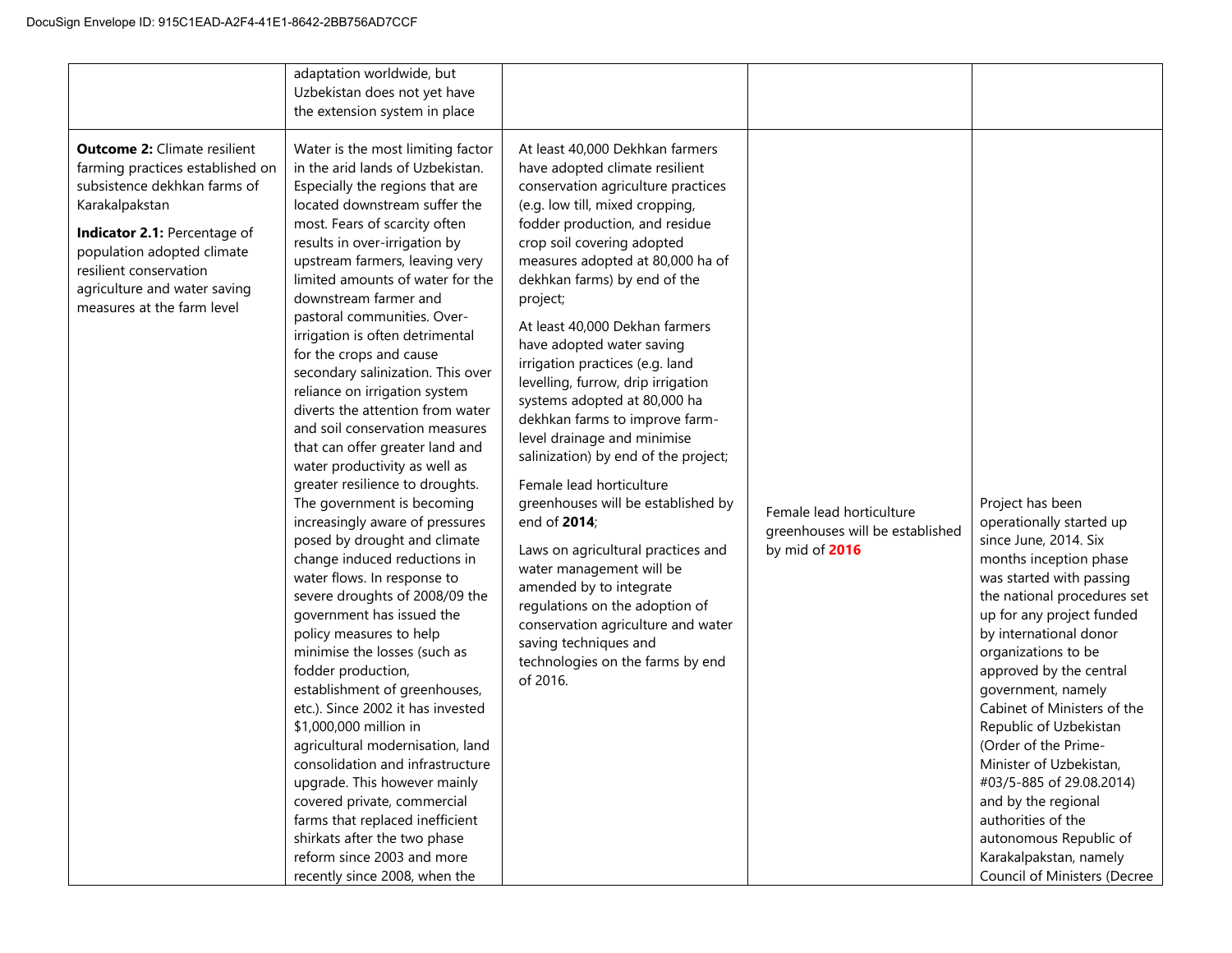| | | | | |
|---|---|---|---|---|
| | adaptation worldwide, but Uzbekistan does not yet have the extension system in place | | | |
| **Outcome 2:** Climate resilient farming practices established on subsistence dekhkan farms of Karakalpakstan<br><br>**Indicator 2.1:** Percentage of population adopted climate resilient conservation agriculture and water saving measures at the farm level | Water is the most limiting factor in the arid lands of Uzbekistan. Especially the regions that are located downstream suffer the most. Fears of scarcity often results in over-irrigation by upstream farmers, leaving very limited amounts of water for the downstream farmer and pastoral communities. Over-irrigation is often detrimental for the crops and cause secondary salinization. This over reliance on irrigation system diverts the attention from water and soil conservation measures that can offer greater land and water productivity as well as greater resilience to droughts. The government is becoming increasingly aware of pressures posed by drought and climate change induced reductions in water flows. In response to severe droughts of 2008/09 the government has issued the policy measures to help minimise the losses (such as fodder production, establishment of greenhouses, etc.). Since 2002 it has invested $1,000,000 million in agricultural modernisation, land consolidation and infrastructure upgrade. This however mainly covered private, commercial farms that replaced inefficient shirkats after the two phase reform since 2003 and more recently since 2008, when the | At least 40,000 Dekhkan farmers have adopted climate resilient conservation agriculture practices (e.g. low till, mixed cropping, fodder production, and residue crop soil covering adopted measures adopted at 80,000 ha of dekhkan farms) by end of the project;<br><br>At least 40,000 Dekhan farmers have adopted water saving irrigation practices (e.g. land levelling, furrow, drip irrigation systems adopted at 80,000 ha dekhkan farms to improve farm-level drainage and minimise salinization) by end of the project;<br><br>Female lead horticulture greenhouses will be established by end of **2014**;<br><br>Laws on agricultural practices and water management will be amended by to integrate regulations on the adoption of conservation agriculture and water saving techniques and technologies on the farms by end of 2016. | Female lead horticulture greenhouses will be established by mid of **2016** | Project has been operationally started up since June, 2014. Six months inception phase was started with passing the national procedures set up for any project funded by international donor organizations to be approved by the central government, namely Cabinet of Ministers of the Republic of Uzbekistan (Order of the Prime-Minister of Uzbekistan, #03/5-885 of 29.08.2014) and by the regional authorities of the autonomous Republic of Karakalpakstan, namely Council of Ministers (Decree |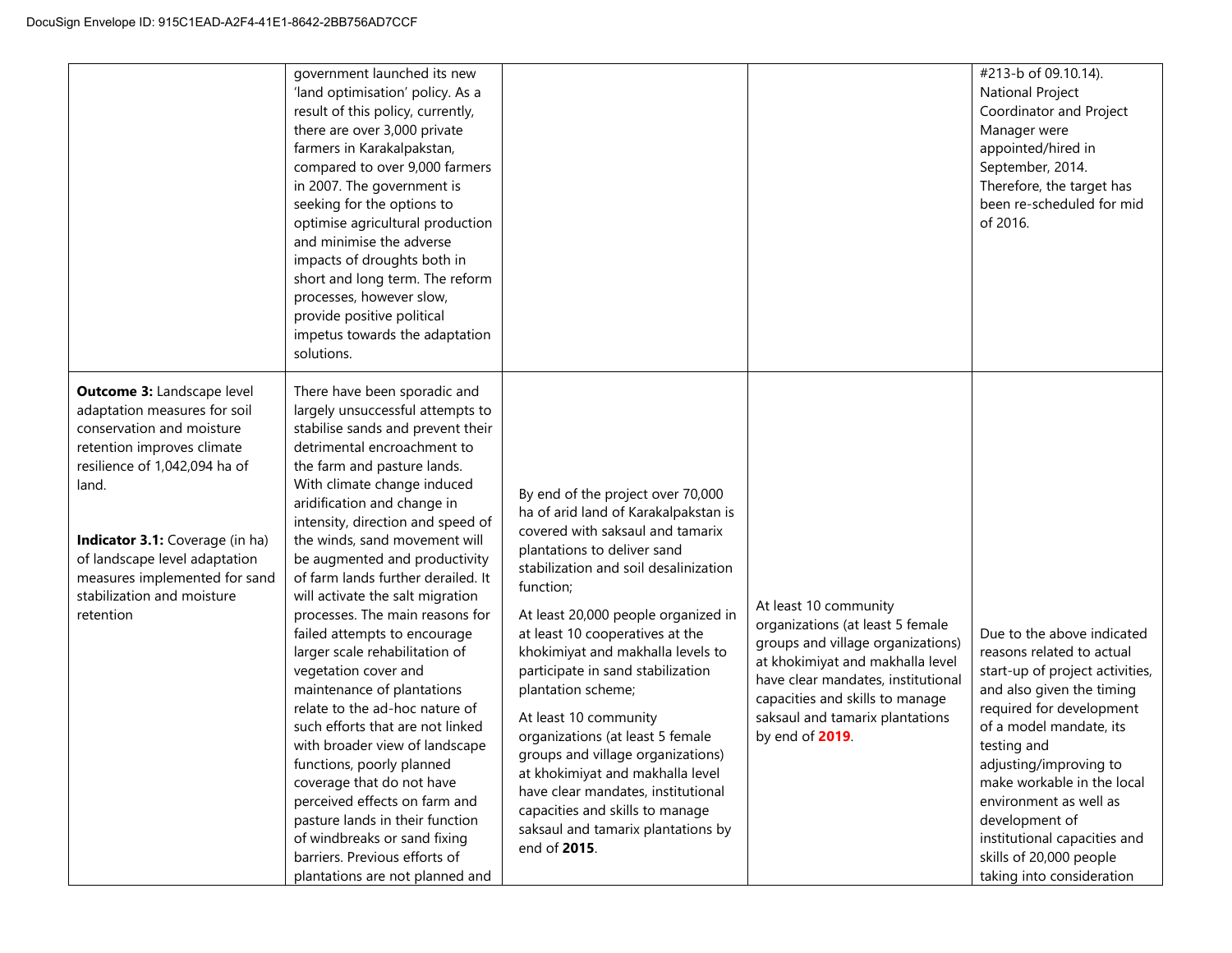| | | | | |
|---|---|---|---|---|
| | government launched its new 'land optimisation' policy. As a result of this policy, currently, there are over 3,000 private farmers in Karakalpakstan, compared to over 9,000 farmers in 2007. The government is seeking for the options to optimise agricultural production and minimise the adverse impacts of droughts both in short and long term. The reform processes, however slow, provide positive political impetus towards the adaptation solutions. | | | #213-b of 09.10.14). National Project Coordinator and Project Manager were appointed/hired in September, 2014. Therefore, the target has been re-scheduled for mid of 2016. |
| **Outcome 3:** Landscape level adaptation measures for soil conservation and moisture retention improves climate resilience of 1,042,094 ha of land.<br><br>**Indicator 3.1:** Coverage (in ha) of landscape level adaptation measures implemented for sand stabilization and moisture retention | There have been sporadic and largely unsuccessful attempts to stabilise sands and prevent their detrimental encroachment to the farm and pasture lands. With climate change induced aridification and change in intensity, direction and speed of the winds, sand movement will be augmented and productivity of farm lands further derailed. It will activate the salt migration processes. The main reasons for failed attempts to encourage larger scale rehabilitation of vegetation cover and maintenance of plantations relate to the ad-hoc nature of such efforts that are not linked with broader view of landscape functions, poorly planned coverage that do not have perceived effects on farm and pasture lands in their function of windbreaks or sand fixing barriers. Previous efforts of plantations are not planned and | By end of the project over 70,000 ha of arid land of Karakalpakstan is covered with saksaul and tamarix plantations to deliver sand stabilization and soil desalinization function;<br><br>At least 20,000 people organized in at least 10 cooperatives at the khokimiyat and makhalla levels to participate in sand stabilization plantation scheme;<br><br>At least 10 community organizations (at least 5 female groups and village organizations) at khokimiyat and makhalla level have clear mandates, institutional capacities and skills to manage saksaul and tamarix plantations by end of **2015**. | At least 10 community organizations (at least 5 female groups and village organizations) at khokimiyat and makhalla level have clear mandates, institutional capacities and skills to manage saksaul and tamarix plantations by end of **2019**. | Due to the above indicated reasons related to actual start-up of project activities, and also given the timing required for development of a model mandate, its testing and adjusting/improving to make workable in the local environment as well as development of institutional capacities and skills of 20,000 people taking into consideration |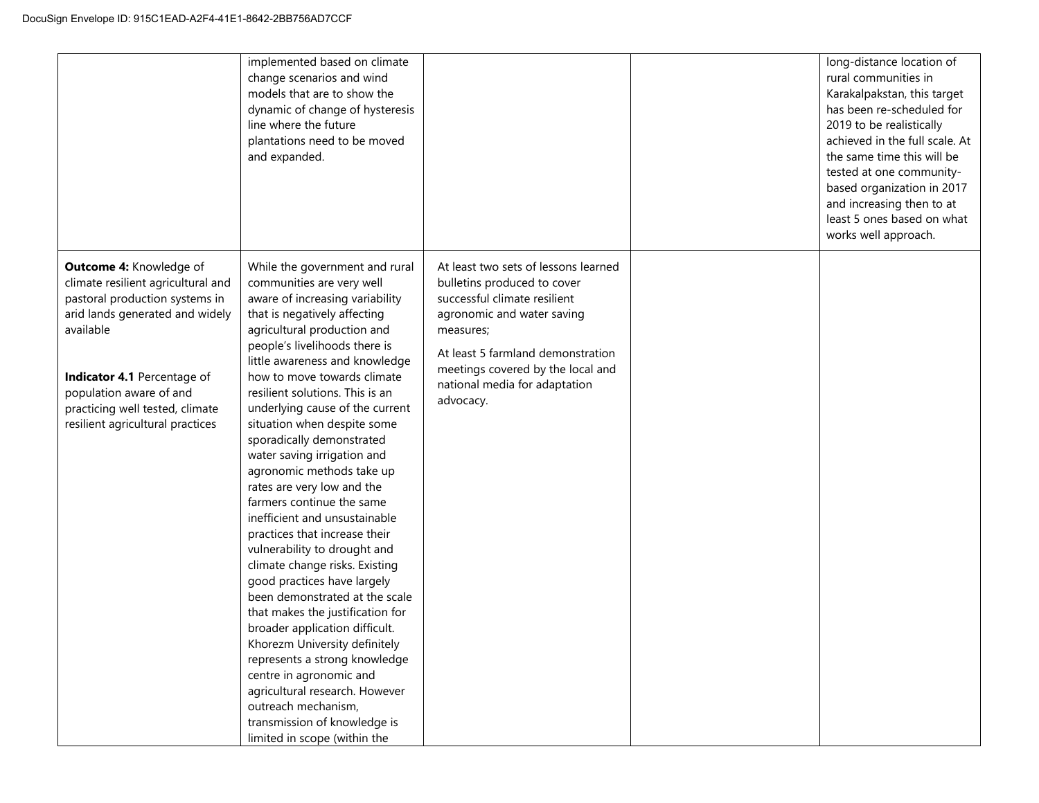| | | | | |
|---|---|---|---|---|
| | implemented based on climate change scenarios and wind models that are to show the dynamic of change of hysteresis line where the future plantations need to be moved and expanded. | | | long-distance location of rural communities in Karakalpakstan, this target has been re-scheduled for 2019 to be realistically achieved in the full scale. At the same time this will be tested at one community-based organization in 2017 and increasing then to at least 5 ones based on what works well approach. |
| **Outcome 4:** Knowledge of climate resilient agricultural and pastoral production systems in arid lands generated and widely available<br><br>**Indicator 4.1** Percentage of population aware of and practicing well tested, climate resilient agricultural practices | While the government and rural communities are very well aware of increasing variability that is negatively affecting agricultural production and people's livelihoods there is little awareness and knowledge how to move towards climate resilient solutions. This is an underlying cause of the current situation when despite some sporadically demonstrated water saving irrigation and agronomic methods take up rates are very low and the farmers continue the same inefficient and unsustainable practices that increase their vulnerability to drought and climate change risks. Existing good practices have largely been demonstrated at the scale that makes the justification for broader application difficult. Khorezm University definitely represents a strong knowledge centre in agronomic and agricultural research. However outreach mechanism, transmission of knowledge is limited in scope (within the | At least two sets of lessons learned bulletins produced to cover successful climate resilient agronomic and water saving measures;<br><br>At least 5 farmland demonstration meetings covered by the local and national media for adaptation advocacy. | | |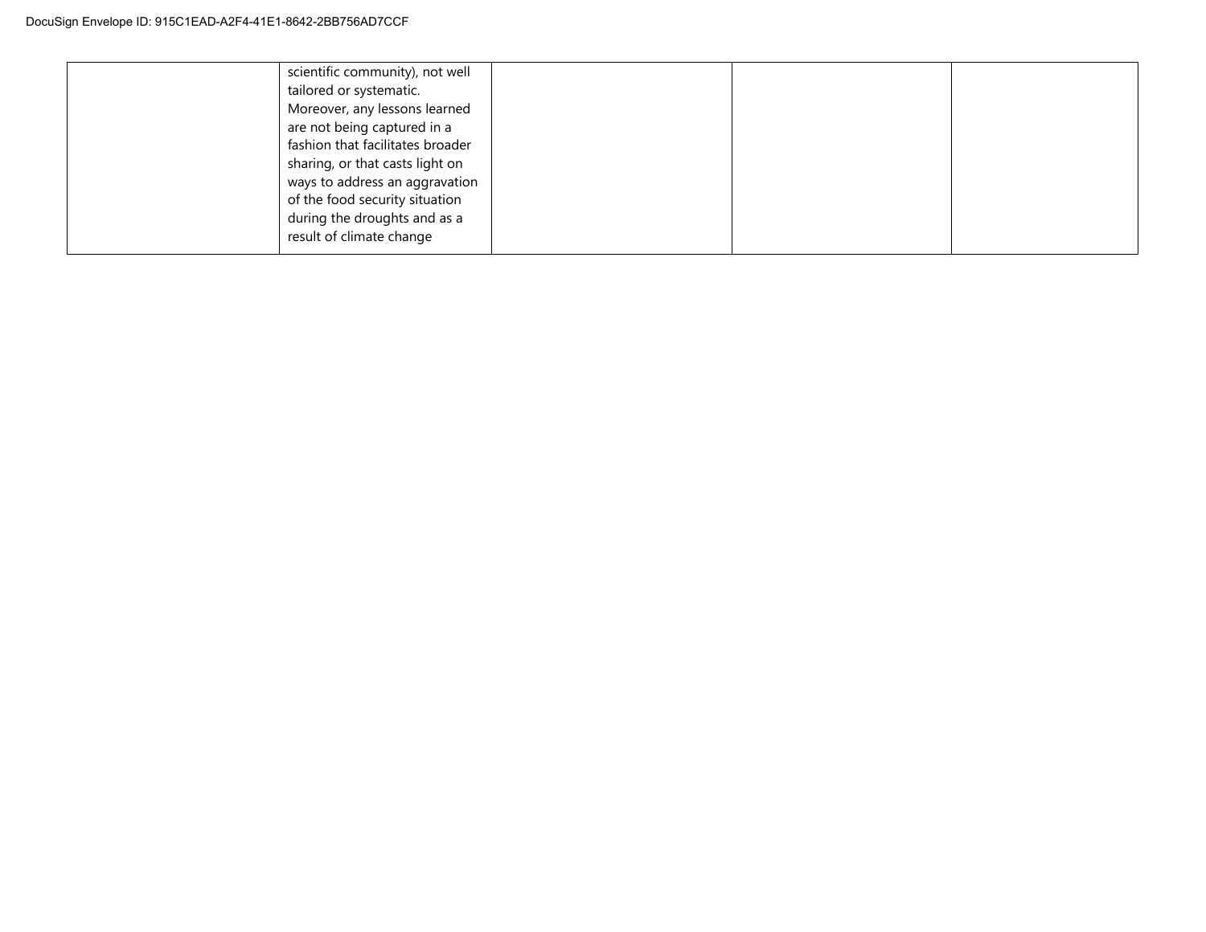|  | scientific community), not well tailored or systematic. Moreover, any lessons learned are not being captured in a fashion that facilitates broader sharing, or that casts light on ways to address an aggravation of the food security situation during the droughts and as a result of climate change |  |  |  |
|---|---|---|---|---|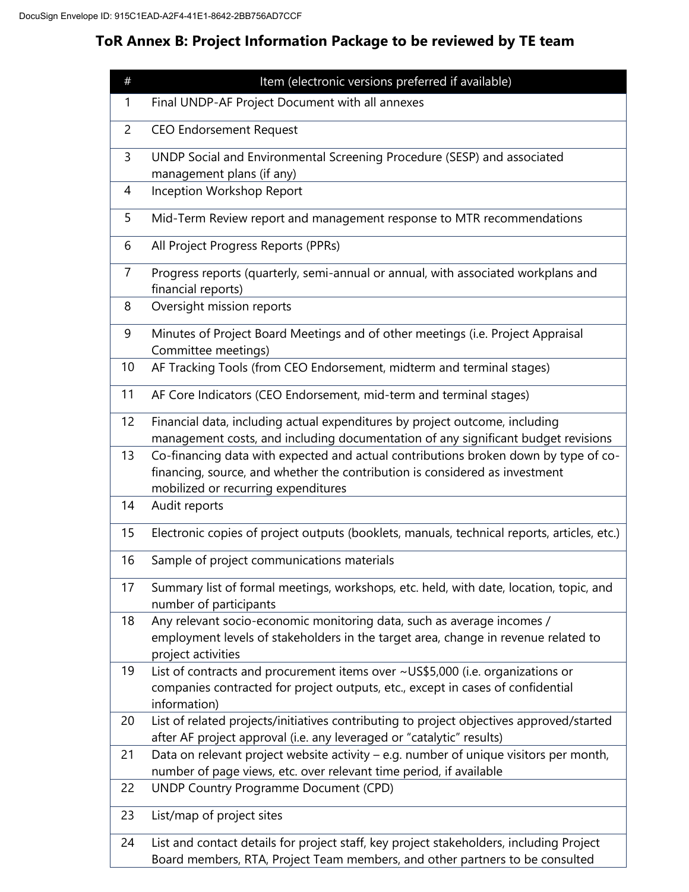## ToR Annex B: Project Information Package to be reviewed by TE team

| # | Item (electronic versions preferred if available) |
|---|---|
| 1 | Final UNDP-AF Project Document with all annexes |
| 2 | CEO Endorsement Request |
| 3 | UNDP Social and Environmental Screening Procedure (SESP) and associated management plans (if any) |
| 4 | Inception Workshop Report |
| 5 | Mid-Term Review report and management response to MTR recommendations |
| 6 | All Project Progress Reports (PPRs) |
| 7 | Progress reports (quarterly, semi-annual or annual, with associated workplans and financial reports) |
| 8 | Oversight mission reports |
| 9 | Minutes of Project Board Meetings and of other meetings (i.e. Project Appraisal Committee meetings) |
| 10 | AF Tracking Tools (from CEO Endorsement, midterm and terminal stages) |
| 11 | AF Core Indicators (CEO Endorsement, mid-term and terminal stages) |
| 12 | Financial data, including actual expenditures by project outcome, including management costs, and including documentation of any significant budget revisions |
| 13 | Co-financing data with expected and actual contributions broken down by type of co-financing, source, and whether the contribution is considered as investment mobilized or recurring expenditures |
| 14 | Audit reports |
| 15 | Electronic copies of project outputs (booklets, manuals, technical reports, articles, etc.) |
| 16 | Sample of project communications materials |
| 17 | Summary list of formal meetings, workshops, etc. held, with date, location, topic, and number of participants |
| 18 | Any relevant socio-economic monitoring data, such as average incomes / employment levels of stakeholders in the target area, change in revenue related to project activities |
| 19 | List of contracts and procurement items over ~US$5,000 (i.e. organizations or companies contracted for project outputs, etc., except in cases of confidential information) |
| 20 | List of related projects/initiatives contributing to project objectives approved/started after AF project approval (i.e. any leveraged or "catalytic" results) |
| 21 | Data on relevant project website activity – e.g. number of unique visitors per month, number of page views, etc. over relevant time period, if available |
| 22 | UNDP Country Programme Document (CPD) |
| 23 | List/map of project sites |
| 24 | List and contact details for project staff, key project stakeholders, including Project Board members, RTA, Project Team members, and other partners to be consulted |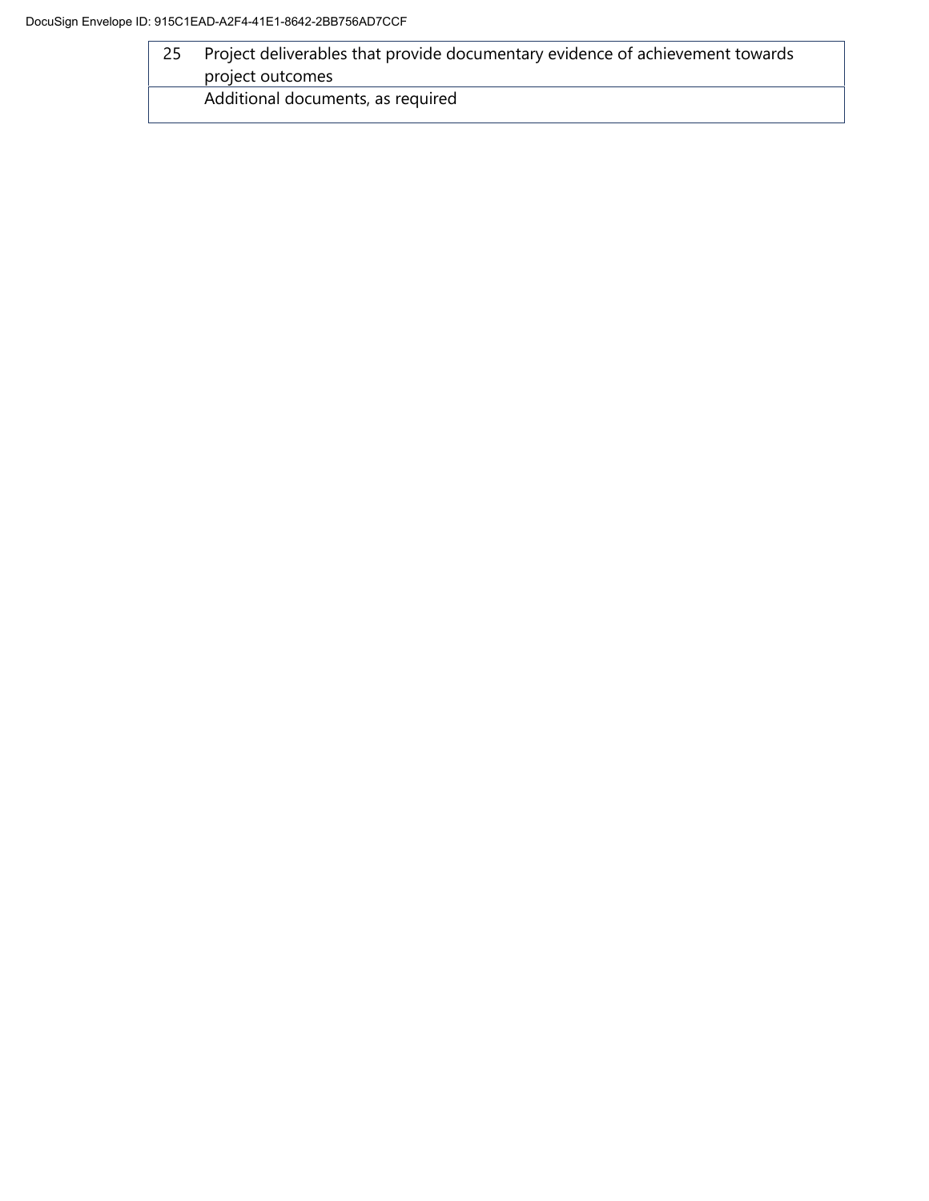| | |
|---|---|
| 25 | Project deliverables that provide documentary evidence of achievement towards project outcomes |
| | Additional documents, as required |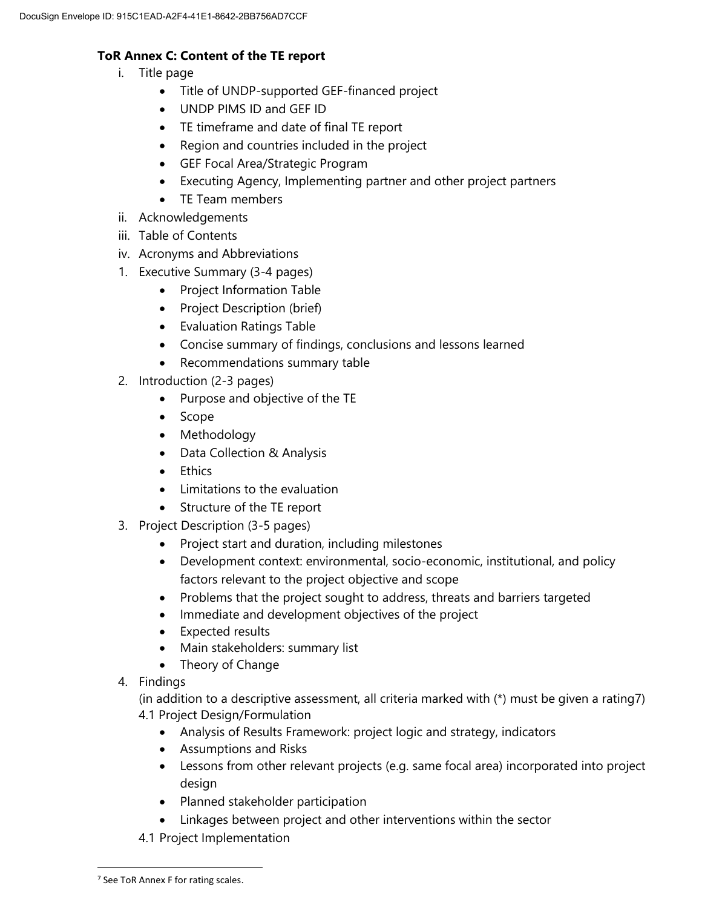**ToR Annex C: Content of the TE report**

i. Title page
   - Title of UNDP-supported GEF-financed project
   - UNDP PIMS ID and GEF ID
   - TE timeframe and date of final TE report
   - Region and countries included in the project
   - GEF Focal Area/Strategic Program
   - Executing Agency, Implementing partner and other project partners
   - TE Team members

ii. Acknowledgements

iii. Table of Contents

iv. Acronyms and Abbreviations

1. Executive Summary (3-4 pages)
   - Project Information Table
   - Project Description (brief)
   - Evaluation Ratings Table
   - Concise summary of findings, conclusions and lessons learned
   - Recommendations summary table
2. Introduction (2-3 pages)
   - Purpose and objective of the TE
   - Scope
   - Methodology
   - Data Collection & Analysis
   - Ethics
   - Limitations to the evaluation
   - Structure of the TE report
3. Project Description (3-5 pages)
   - Project start and duration, including milestones
   - Development context: environmental, socio-economic, institutional, and policy factors relevant to the project objective and scope
   - Problems that the project sought to address, threats and barriers targeted
   - Immediate and development objectives of the project
   - Expected results
   - Main stakeholders: summary list
   - Theory of Change
4. Findings

   (in addition to a descriptive assessment, all criteria marked with (*) must be given a rating[7])

   4.1 Project Design/Formulation
   - Analysis of Results Framework: project logic and strategy, indicators
   - Assumptions and Risks
   - Lessons from other relevant projects (e.g. same focal area) incorporated into project design
   - Planned stakeholder participation
   - Linkages between project and other interventions within the sector

   4.1 Project Implementation

---

[7] See ToR Annex F for rating scales.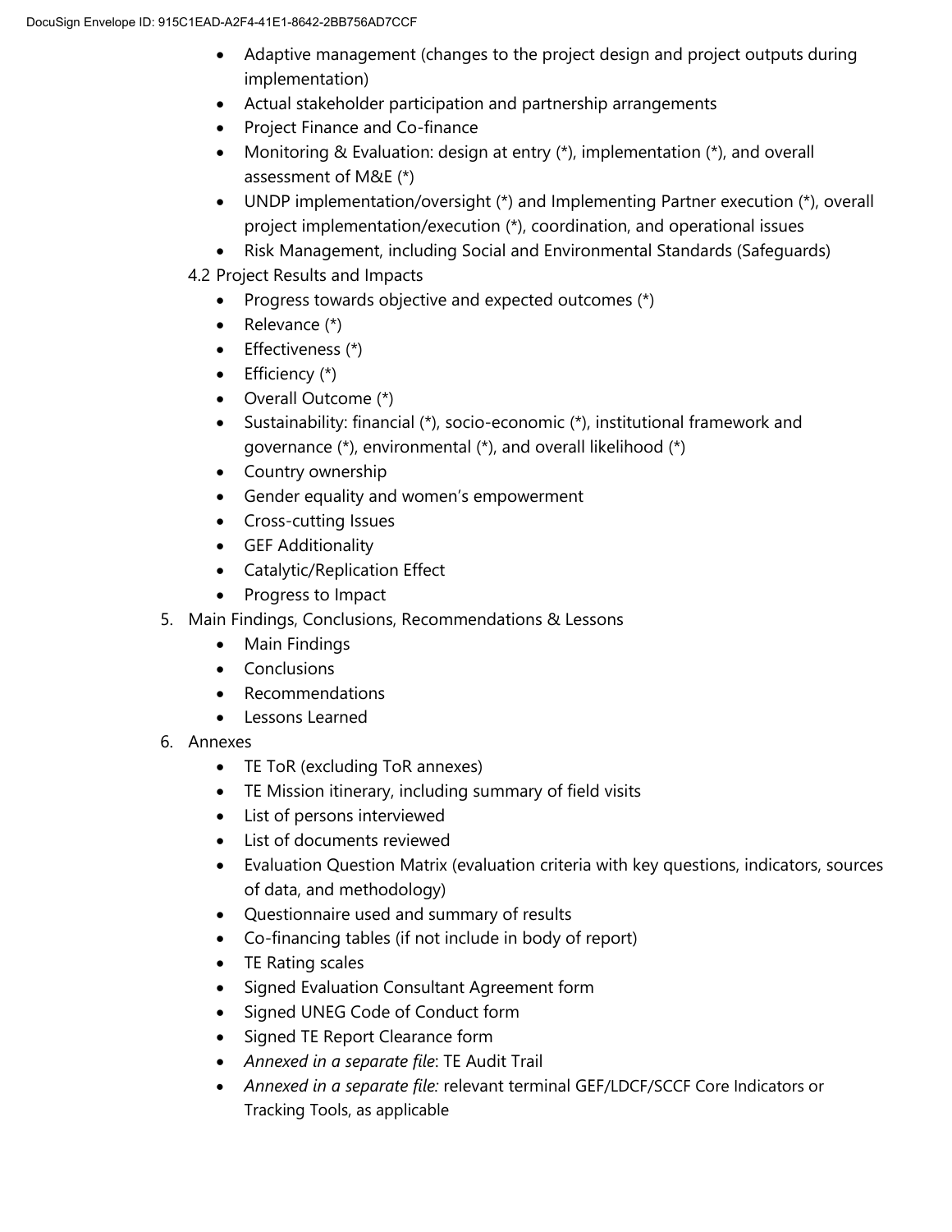- Adaptive management (changes to the project design and project outputs during implementation)
- Actual stakeholder participation and partnership arrangements
- Project Finance and Co-finance
- Monitoring & Evaluation: design at entry (*), implementation (*), and overall assessment of M&E (*)
- UNDP implementation/oversight (*) and Implementing Partner execution (*), overall project implementation/execution (*), coordination, and operational issues
- Risk Management, including Social and Environmental Standards (Safeguards)

4.2 Project Results and Impacts

- Progress towards objective and expected outcomes (*)
- Relevance (*)
- Effectiveness (*)
- Efficiency (*)
- Overall Outcome (*)
- Sustainability: financial (*), socio-economic (*), institutional framework and governance (*), environmental (*), and overall likelihood (*)
- Country ownership
- Gender equality and women's empowerment
- Cross-cutting Issues
- GEF Additionality
- Catalytic/Replication Effect
- Progress to Impact

5. Main Findings, Conclusions, Recommendations & Lessons
   - Main Findings
   - Conclusions
   - Recommendations
   - Lessons Learned
6. Annexes
   - TE ToR (excluding ToR annexes)
   - TE Mission itinerary, including summary of field visits
   - List of persons interviewed
   - List of documents reviewed
   - Evaluation Question Matrix (evaluation criteria with key questions, indicators, sources of data, and methodology)
   - Questionnaire used and summary of results
   - Co-financing tables (if not include in body of report)
   - TE Rating scales
   - Signed Evaluation Consultant Agreement form
   - Signed UNEG Code of Conduct form
   - Signed TE Report Clearance form
   - *Annexed in a separate file*: TE Audit Trail
   - *Annexed in a separate file:* relevant terminal GEF/LDCF/SCCF Core Indicators or Tracking Tools, as applicable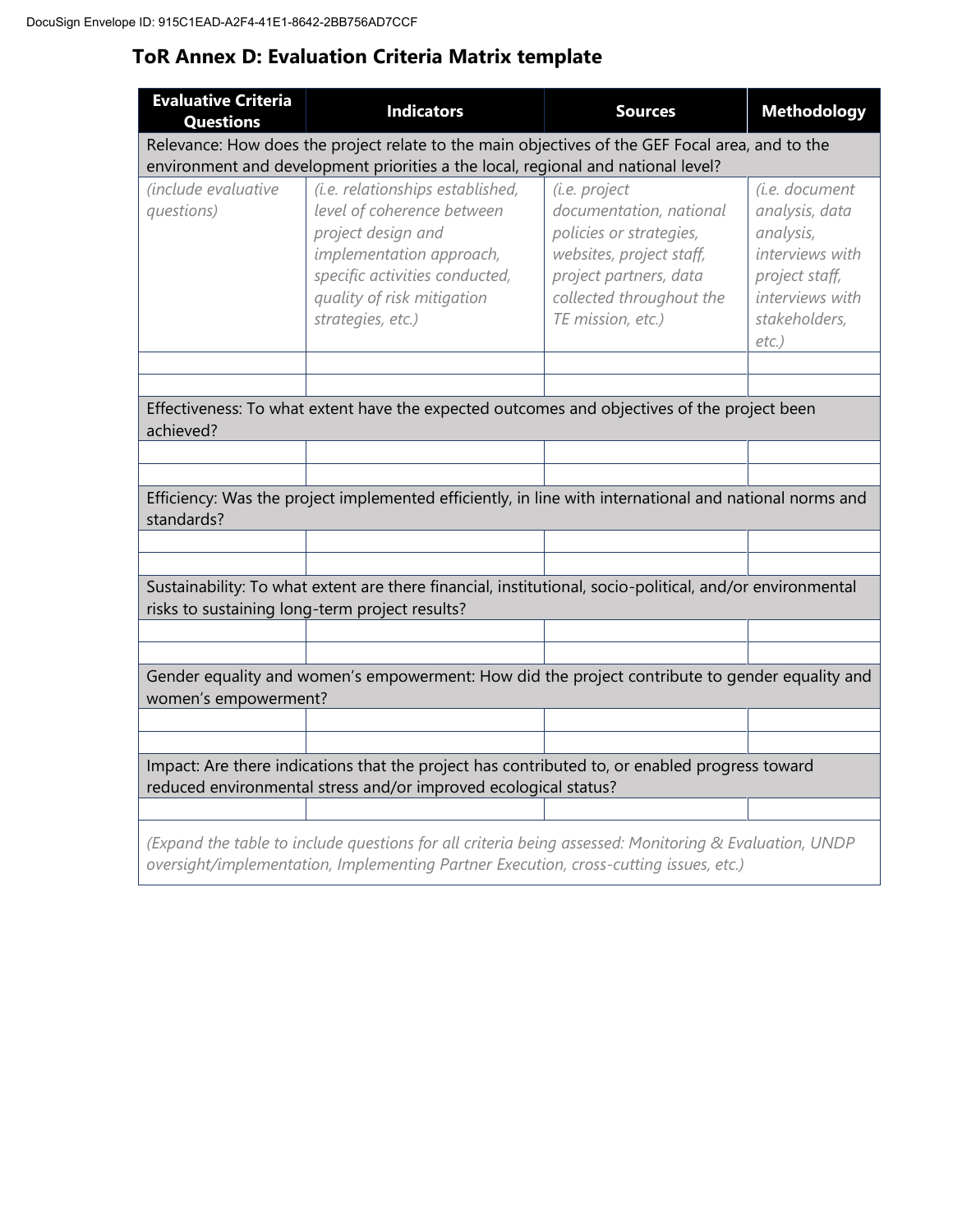## ToR Annex D: Evaluation Criteria Matrix template

| Evaluative Criteria Questions | Indicators | Sources | Methodology |
|---|---|---|---|
| Relevance: How does the project relate to the main objectives of the GEF Focal area, and to the environment and development priorities a the local, regional and national level? | | | |
| *(include evaluative questions)* | *(i.e. relationships established, level of coherence between project design and implementation approach, specific activities conducted, quality of risk mitigation strategies, etc.)* | *(i.e. project documentation, national policies or strategies, websites, project staff, project partners, data collected throughout the TE mission, etc.)* | *(i.e. document analysis, data analysis, interviews with project staff, interviews with stakeholders, etc.)* |
| | | | |
| | | | |
| Effectiveness: To what extent have the expected outcomes and objectives of the project been achieved? | | | |
| | | | |
| | | | |
| Efficiency: Was the project implemented efficiently, in line with international and national norms and standards? | | | |
| | | | |
| | | | |
| Sustainability: To what extent are there financial, institutional, socio-political, and/or environmental risks to sustaining long-term project results? | | | |
| | | | |
| | | | |
| Gender equality and women's empowerment: How did the project contribute to gender equality and women's empowerment? | | | |
| | | | |
| | | | |
| Impact: Are there indications that the project has contributed to, or enabled progress toward reduced environmental stress and/or improved ecological status? | | | |
| | | | |
| *(Expand the table to include questions for all criteria being assessed: Monitoring & Evaluation, UNDP oversight/implementation, Implementing Partner Execution, cross-cutting issues, etc.)* | | | |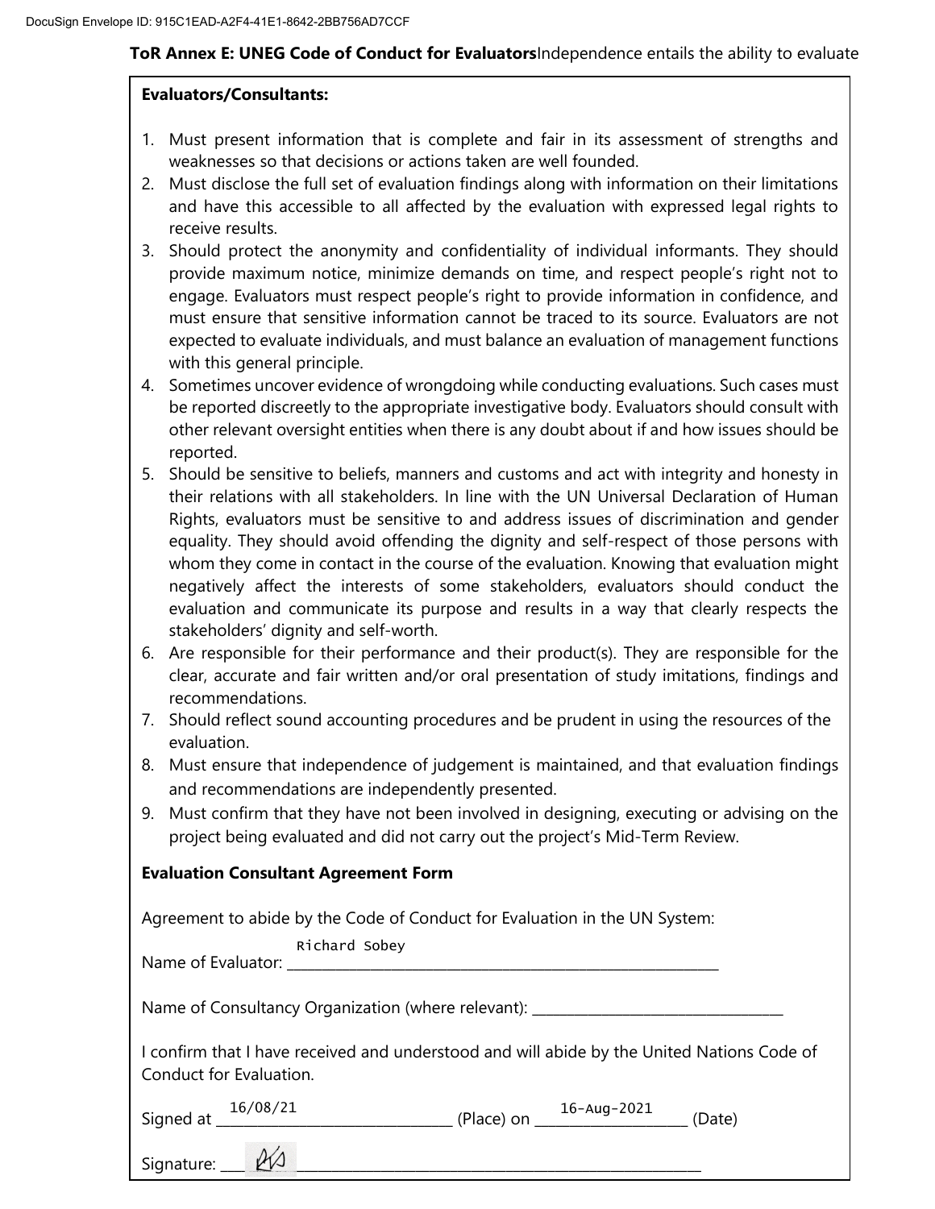**ToR Annex E: UNEG Code of Conduct for Evaluators**Independence entails the ability to evaluate

**Evaluators/Consultants:**

1. Must present information that is complete and fair in its assessment of strengths and weaknesses so that decisions or actions taken are well founded.
2. Must disclose the full set of evaluation findings along with information on their limitations and have this accessible to all affected by the evaluation with expressed legal rights to receive results.
3. Should protect the anonymity and confidentiality of individual informants. They should provide maximum notice, minimize demands on time, and respect people's right not to engage. Evaluators must respect people's right to provide information in confidence, and must ensure that sensitive information cannot be traced to its source. Evaluators are not expected to evaluate individuals, and must balance an evaluation of management functions with this general principle.
4. Sometimes uncover evidence of wrongdoing while conducting evaluations. Such cases must be reported discreetly to the appropriate investigative body. Evaluators should consult with other relevant oversight entities when there is any doubt about if and how issues should be reported.
5. Should be sensitive to beliefs, manners and customs and act with integrity and honesty in their relations with all stakeholders. In line with the UN Universal Declaration of Human Rights, evaluators must be sensitive to and address issues of discrimination and gender equality. They should avoid offending the dignity and self-respect of those persons with whom they come in contact in the course of the evaluation. Knowing that evaluation might negatively affect the interests of some stakeholders, evaluators should conduct the evaluation and communicate its purpose and results in a way that clearly respects the stakeholders' dignity and self-worth.
6. Are responsible for their performance and their product(s). They are responsible for the clear, accurate and fair written and/or oral presentation of study imitations, findings and recommendations.
7. Should reflect sound accounting procedures and be prudent in using the resources of the evaluation.
8. Must ensure that independence of judgement is maintained, and that evaluation findings and recommendations are independently presented.
9. Must confirm that they have not been involved in designing, executing or advising on the project being evaluated and did not carry out the project's Mid-Term Review.

**Evaluation Consultant Agreement Form**

Agreement to abide by the Code of Conduct for Evaluation in the UN System:

Name of Evaluator: Richard Sobey

Name of Consultancy Organization (where relevant): ____________________

I confirm that I have received and understood and will abide by the United Nations Code of Conduct for Evaluation.

Signed at 16/08/21 (Place) on 16-Aug-2021 (Date)

Signature: [signature]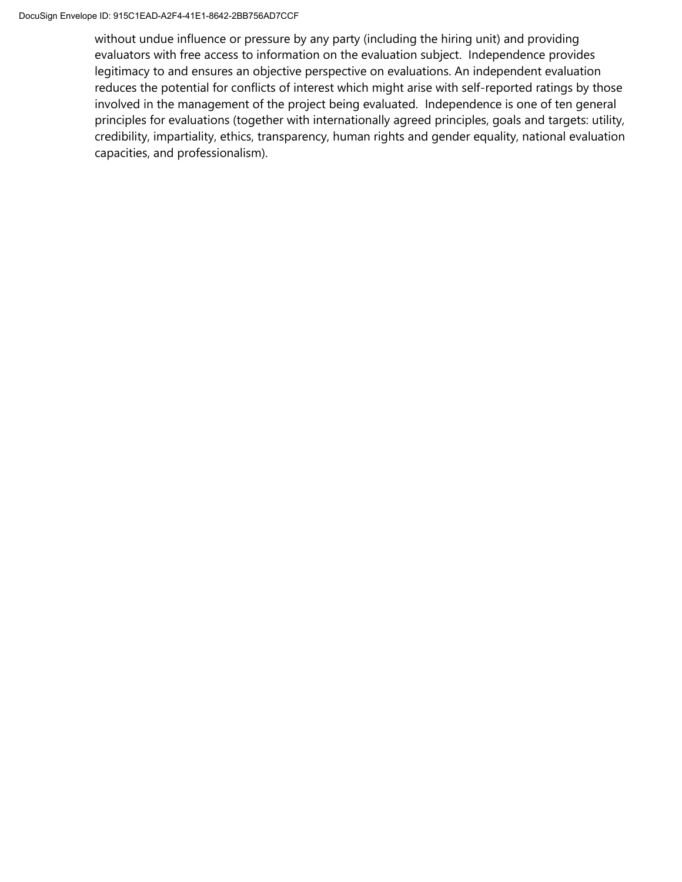without undue influence or pressure by any party (including the hiring unit) and providing evaluators with free access to information on the evaluation subject. Independence provides legitimacy to and ensures an objective perspective on evaluations. An independent evaluation reduces the potential for conflicts of interest which might arise with self-reported ratings by those involved in the management of the project being evaluated. Independence is one of ten general principles for evaluations (together with internationally agreed principles, goals and targets: utility, credibility, impartiality, ethics, transparency, human rights and gender equality, national evaluation capacities, and professionalism).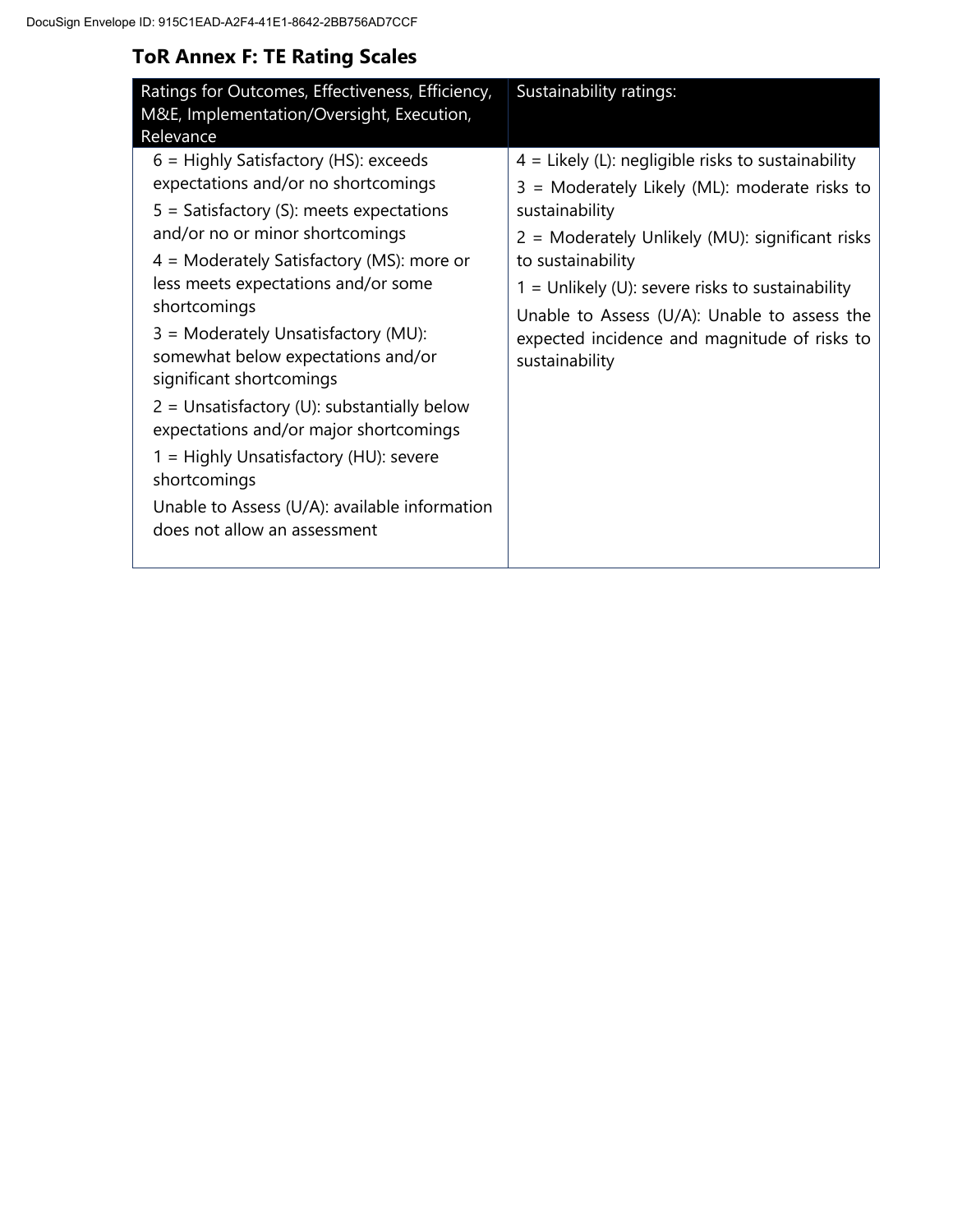## ToR Annex F: TE Rating Scales

| Ratings for Outcomes, Effectiveness, Efficiency, M&E, Implementation/Oversight, Execution, Relevance | Sustainability ratings: |
| --- | --- |
| 6 = Highly Satisfactory (HS): exceeds expectations and/or no shortcomings<br>5 = Satisfactory (S): meets expectations and/or no or minor shortcomings<br>4 = Moderately Satisfactory (MS): more or less meets expectations and/or some shortcomings<br>3 = Moderately Unsatisfactory (MU): somewhat below expectations and/or significant shortcomings<br>2 = Unsatisfactory (U): substantially below expectations and/or major shortcomings<br>1 = Highly Unsatisfactory (HU): severe shortcomings<br>Unable to Assess (U/A): available information does not allow an assessment | 4 = Likely (L): negligible risks to sustainability<br>3 = Moderately Likely (ML): moderate risks to sustainability<br>2 = Moderately Unlikely (MU): significant risks to sustainability<br>1 = Unlikely (U): severe risks to sustainability<br>Unable to Assess (U/A): Unable to assess the expected incidence and magnitude of risks to sustainability |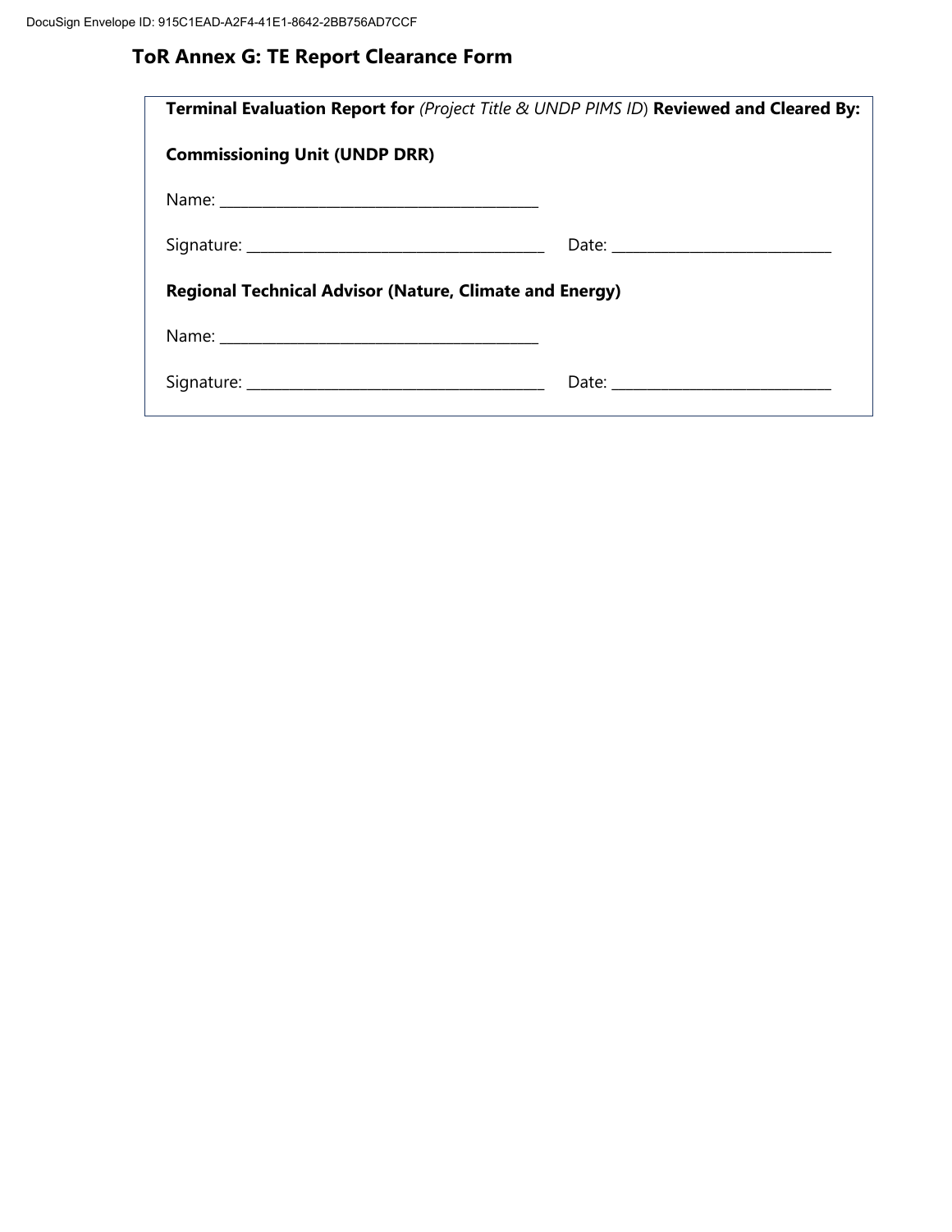## ToR Annex G: TE Report Clearance Form

**Terminal Evaluation Report for** *(Project Title & UNDP PIMS ID*) **Reviewed and Cleared By:**

**Commissioning Unit (UNDP DRR)**

Name: ___________________________________________

Signature: ________________________________________ Date: ______________________________

**Regional Technical Advisor (Nature, Climate and Energy)**

Name: ___________________________________________

Signature: ________________________________________ Date: ______________________________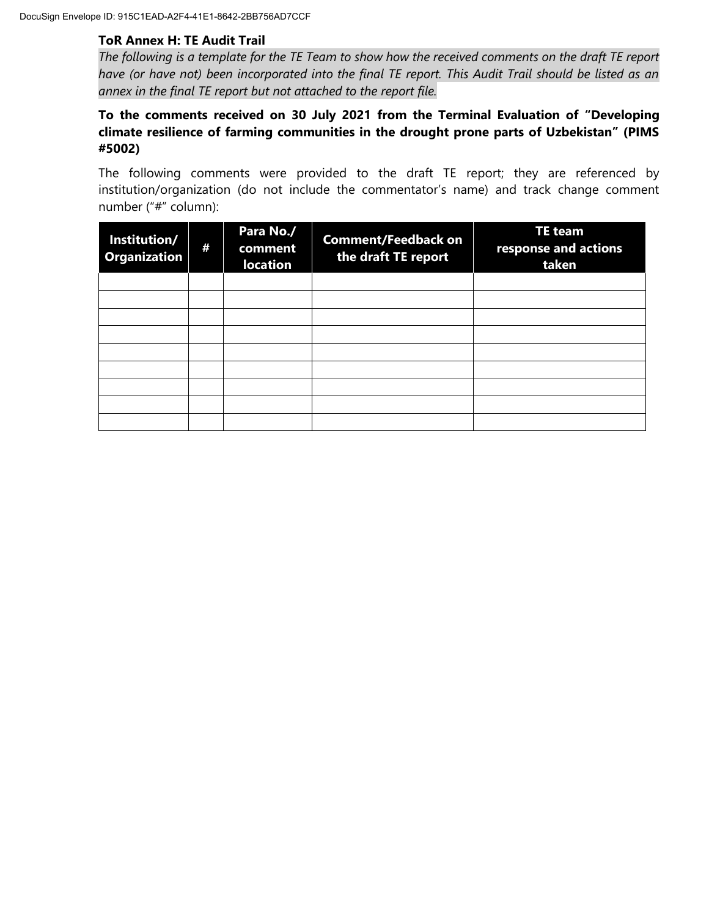**ToR Annex H: TE Audit Trail**

*The following is a template for the TE Team to show how the received comments on the draft TE report have (or have not) been incorporated into the final TE report. This Audit Trail should be listed as an annex in the final TE report but not attached to the report file.*

**To the comments received on 30 July 2021 from the Terminal Evaluation of "Developing climate resilience of farming communities in the drought prone parts of Uzbekistan" (PIMS #5002)**

The following comments were provided to the draft TE report; they are referenced by institution/organization (do not include the commentator's name) and track change comment number ("#" column):

| Institution/ Organization | # | Para No./ comment location | Comment/Feedback on the draft TE report | TE team response and actions taken |
|---|---|---|---|---|
| | | | | |
| | | | | |
| | | | | |
| | | | | |
| | | | | |
| | | | | |
| | | | | |
| | | | | |
| | | | | |